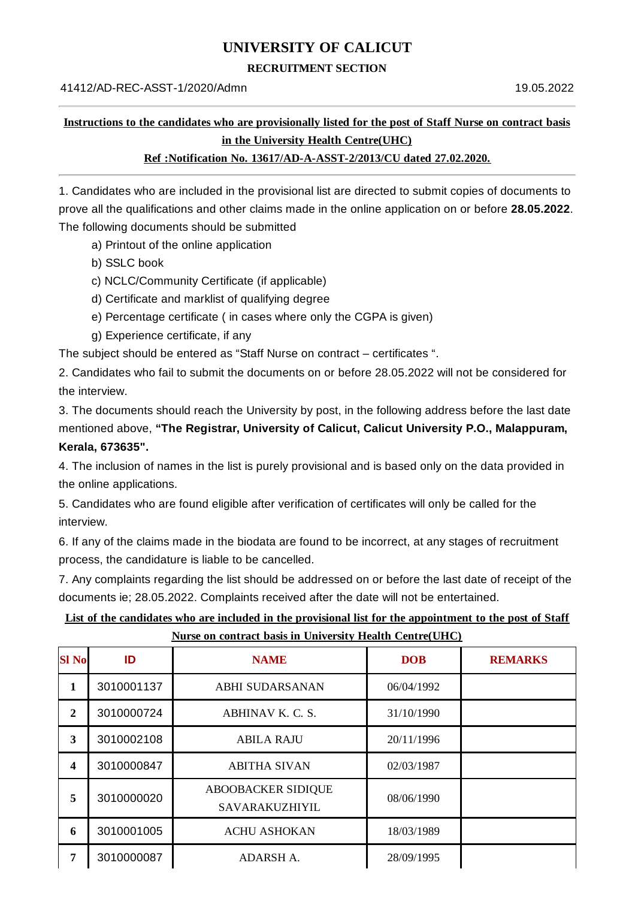# UNIVERSITY OF CALICUT

**RECRUITMENT SECTION**

41412/AD-REC-ASST-1/2020/Admn 19.05.2022

**Instructions to the candidates who are provisionally listed for the post of Staff Nurse on contract basis in the University Health Centre(UHC)**

**Ref :Notification No. 13617/AD-A-ASST-2/2013/CU dated 27.02.2020.**

1. Candidates who are included in the provisional list are directed to submit copies of documents to prove all the qualifications and other claims made in the online application on or before **28.05.2022**. The following documents should be submitted

   a) Printout of the online application

   b) SSLC book

   c) NCLC/Community Certificate (if applicable)

   d) Certificate and marklist of qualifying degree

   e) Percentage certificate ( in cases where only the CGPA is given)

   g) Experience certificate, if any

The subject should be entered as "Staff Nurse on contract – certificates ".

2. Candidates who fail to submit the documents on or before 28.05.2022 will not be considered for the interview.

3. The documents should reach the University by post, in the following address before the last date mentioned above, **"The Registrar, University of Calicut, Calicut University P.O., Malappuram, Kerala, 673635".**

4. The inclusion of names in the list is purely provisional and is based only on the data provided in the online applications.

5. Candidates who are found eligible after verification of certificates will only be called for the interview.

6. If any of the claims made in the biodata are found to be incorrect, at any stages of recruitment process, the candidature is liable to be cancelled.

7. Any complaints regarding the list should be addressed on or before the last date of receipt of the documents ie; 28.05.2022. Complaints received after the date will not be entertained.

**List of the candidates who are included in the provisional list for the appointment to the post of Staff Nurse on contract basis in University Health Centre(UHC)**

| Sl No | ID | NAME | DOB | REMARKS |
|---|---|---|---|---|
| 1 | 3010001137 | ABHI SUDARSANAN | 06/04/1992 | |
| 2 | 3010000724 | ABHINAV K. C. S. | 31/10/1990 | |
| 3 | 3010002108 | ABILA RAJU | 20/11/1996 | |
| 4 | 3010000847 | ABITHA SIVAN | 02/03/1987 | |
| 5 | 3010000020 | ABOOBACKER SIDIQUE SAVARAKUZHIYIL | 08/06/1990 | |
| 6 | 3010001005 | ACHU ASHOKAN | 18/03/1989 | |
| 7 | 3010000087 | ADARSH A. | 28/09/1995 | |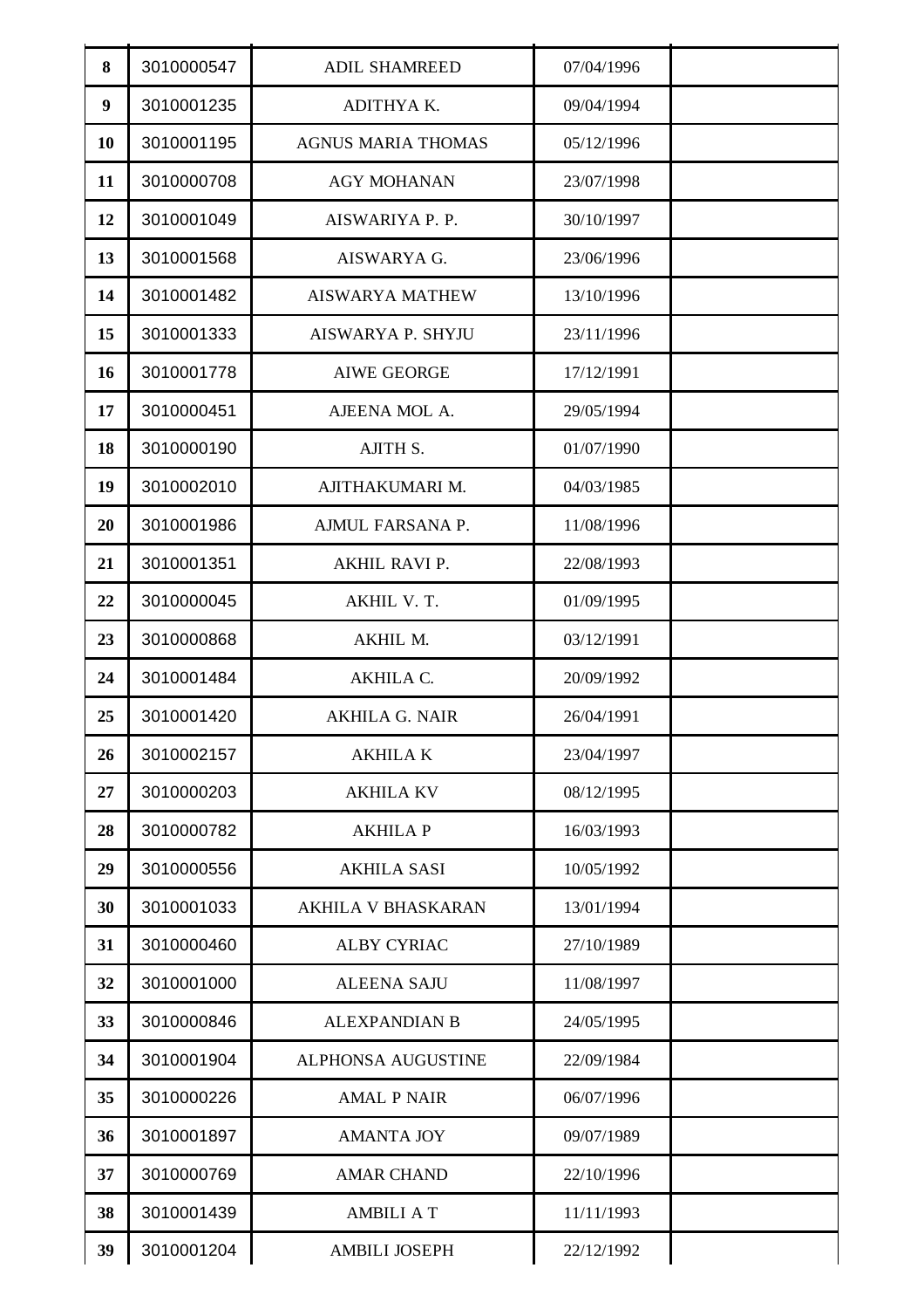| | | | | |
|---|---|---|---|---|
| **8** | 3010000547 | ADIL SHAMREED | 07/04/1996 | |
| **9** | 3010001235 | ADITHYA K. | 09/04/1994 | |
| **10** | 3010001195 | AGNUS MARIA THOMAS | 05/12/1996 | |
| **11** | 3010000708 | AGY MOHANAN | 23/07/1998 | |
| **12** | 3010001049 | AISWARIYA P. P. | 30/10/1997 | |
| **13** | 3010001568 | AISWARYA G. | 23/06/1996 | |
| **14** | 3010001482 | AISWARYA MATHEW | 13/10/1996 | |
| **15** | 3010001333 | AISWARYA P. SHYJU | 23/11/1996 | |
| **16** | 3010001778 | AIWE GEORGE | 17/12/1991 | |
| **17** | 3010000451 | AJEENA MOL A. | 29/05/1994 | |
| **18** | 3010000190 | AJITH S. | 01/07/1990 | |
| **19** | 3010002010 | AJITHAKUMARI M. | 04/03/1985 | |
| **20** | 3010001986 | AJMUL FARSANA P. | 11/08/1996 | |
| **21** | 3010001351 | AKHIL RAVI P. | 22/08/1993 | |
| **22** | 3010000045 | AKHIL V. T. | 01/09/1995 | |
| **23** | 3010000868 | AKHIL M. | 03/12/1991 | |
| **24** | 3010001484 | AKHILA C. | 20/09/1992 | |
| **25** | 3010001420 | AKHILA G. NAIR | 26/04/1991 | |
| **26** | 3010002157 | AKHILA K | 23/04/1997 | |
| **27** | 3010000203 | AKHILA KV | 08/12/1995 | |
| **28** | 3010000782 | AKHILA P | 16/03/1993 | |
| **29** | 3010000556 | AKHILA SASI | 10/05/1992 | |
| **30** | 3010001033 | AKHILA V BHASKARAN | 13/01/1994 | |
| **31** | 3010000460 | ALBY CYRIAC | 27/10/1989 | |
| **32** | 3010001000 | ALEENA SAJU | 11/08/1997 | |
| **33** | 3010000846 | ALEXPANDIAN B | 24/05/1995 | |
| **34** | 3010001904 | ALPHONSA AUGUSTINE | 22/09/1984 | |
| **35** | 3010000226 | AMAL P NAIR | 06/07/1996 | |
| **36** | 3010001897 | AMANTA JOY | 09/07/1989 | |
| **37** | 3010000769 | AMAR CHAND | 22/10/1996 | |
| **38** | 3010001439 | AMBILI A T | 11/11/1993 | |
| **39** | 3010001204 | AMBILI JOSEPH | 22/12/1992 | |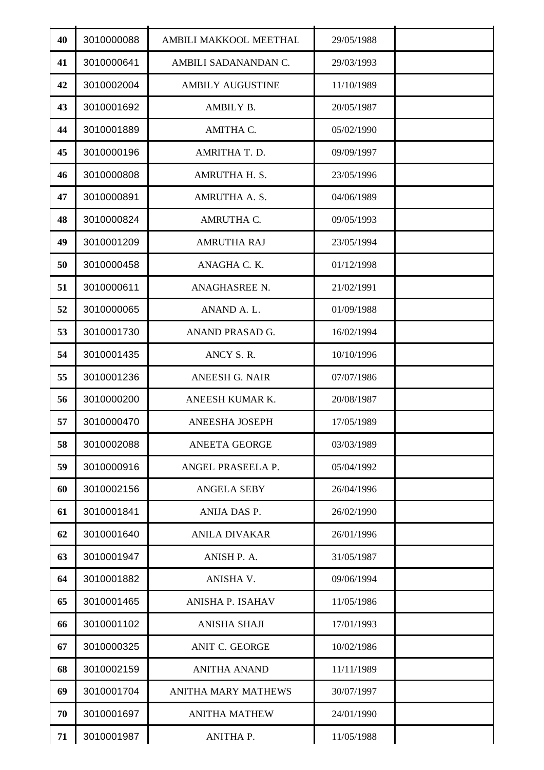| 40 | 3010000088 | AMBILI MAKKOOL MEETHAL | 29/05/1988 | |
|---|---|---|---|---|
| 41 | 3010000641 | AMBILI SADANANDAN C. | 29/03/1993 | |
| 42 | 3010002004 | AMBILY AUGUSTINE | 11/10/1989 | |
| 43 | 3010001692 | AMBILY B. | 20/05/1987 | |
| 44 | 3010001889 | AMITHA C. | 05/02/1990 | |
| 45 | 3010000196 | AMRITHA T. D. | 09/09/1997 | |
| 46 | 3010000808 | AMRUTHA H. S. | 23/05/1996 | |
| 47 | 3010000891 | AMRUTHA A. S. | 04/06/1989 | |
| 48 | 3010000824 | AMRUTHA C. | 09/05/1993 | |
| 49 | 3010001209 | AMRUTHA RAJ | 23/05/1994 | |
| 50 | 3010000458 | ANAGHA C. K. | 01/12/1998 | |
| 51 | 3010000611 | ANAGHASREE N. | 21/02/1991 | |
| 52 | 3010000065 | ANAND A. L. | 01/09/1988 | |
| 53 | 3010001730 | ANAND PRASAD G. | 16/02/1994 | |
| 54 | 3010001435 | ANCY S. R. | 10/10/1996 | |
| 55 | 3010001236 | ANEESH G. NAIR | 07/07/1986 | |
| 56 | 3010000200 | ANEESH KUMAR K. | 20/08/1987 | |
| 57 | 3010000470 | ANEESHA JOSEPH | 17/05/1989 | |
| 58 | 3010002088 | ANEETA GEORGE | 03/03/1989 | |
| 59 | 3010000916 | ANGEL PRASEELA P. | 05/04/1992 | |
| 60 | 3010002156 | ANGELA SEBY | 26/04/1996 | |
| 61 | 3010001841 | ANIJA DAS P. | 26/02/1990 | |
| 62 | 3010001640 | ANILA DIVAKAR | 26/01/1996 | |
| 63 | 3010001947 | ANISH P. A. | 31/05/1987 | |
| 64 | 3010001882 | ANISHA V. | 09/06/1994 | |
| 65 | 3010001465 | ANISHA P. ISAHAV | 11/05/1986 | |
| 66 | 3010001102 | ANISHA SHAJI | 17/01/1993 | |
| 67 | 3010000325 | ANIT C. GEORGE | 10/02/1986 | |
| 68 | 3010002159 | ANITHA ANAND | 11/11/1989 | |
| 69 | 3010001704 | ANITHA MARY MATHEWS | 30/07/1997 | |
| 70 | 3010001697 | ANITHA MATHEW | 24/01/1990 | |
| 71 | 3010001987 | ANITHA P. | 11/05/1988 | |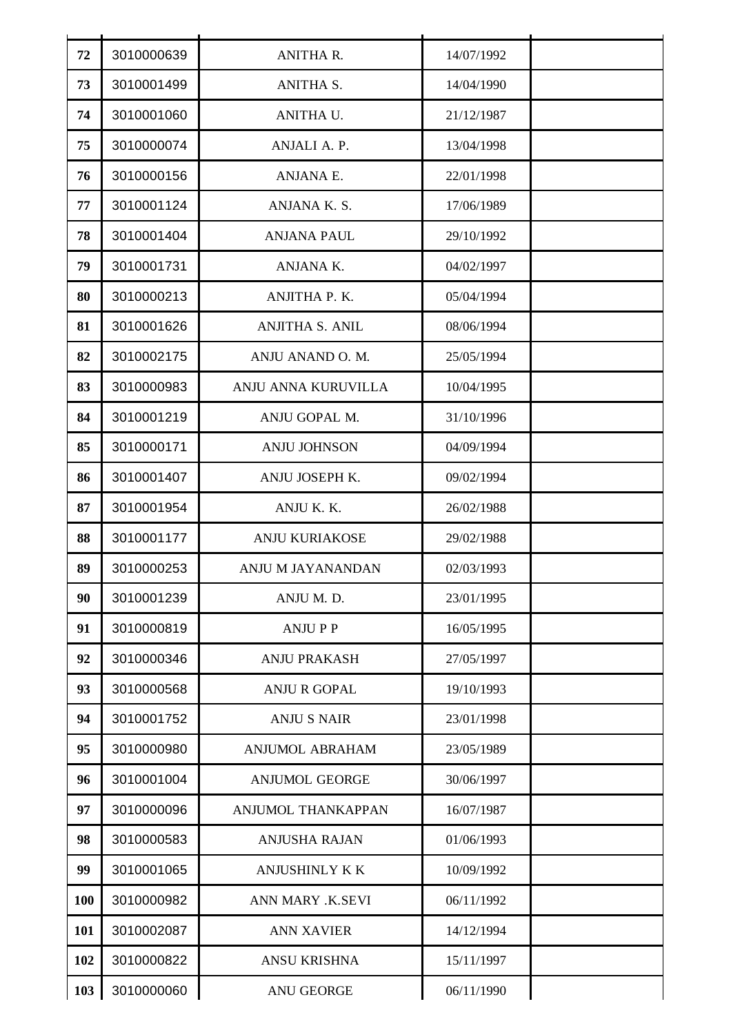| | | | | |
|---|---|---|---|---|
| **72** | 3010000639 | ANITHA R. | 14/07/1992 | |
| **73** | 3010001499 | ANITHA S. | 14/04/1990 | |
| **74** | 3010001060 | ANITHA U. | 21/12/1987 | |
| **75** | 3010000074 | ANJALI A. P. | 13/04/1998 | |
| **76** | 3010000156 | ANJANA E. | 22/01/1998 | |
| **77** | 3010001124 | ANJANA K. S. | 17/06/1989 | |
| **78** | 3010001404 | ANJANA PAUL | 29/10/1992 | |
| **79** | 3010001731 | ANJANA K. | 04/02/1997 | |
| **80** | 3010000213 | ANJITHA P. K. | 05/04/1994 | |
| **81** | 3010001626 | ANJITHA S. ANIL | 08/06/1994 | |
| **82** | 3010002175 | ANJU ANAND O. M. | 25/05/1994 | |
| **83** | 3010000983 | ANJU ANNA KURUVILLA | 10/04/1995 | |
| **84** | 3010001219 | ANJU GOPAL M. | 31/10/1996 | |
| **85** | 3010000171 | ANJU JOHNSON | 04/09/1994 | |
| **86** | 3010001407 | ANJU JOSEPH K. | 09/02/1994 | |
| **87** | 3010001954 | ANJU K. K. | 26/02/1988 | |
| **88** | 3010001177 | ANJU KURIAKOSE | 29/02/1988 | |
| **89** | 3010000253 | ANJU M JAYANANDAN | 02/03/1993 | |
| **90** | 3010001239 | ANJU M. D. | 23/01/1995 | |
| **91** | 3010000819 | ANJU P P | 16/05/1995 | |
| **92** | 3010000346 | ANJU PRAKASH | 27/05/1997 | |
| **93** | 3010000568 | ANJU R GOPAL | 19/10/1993 | |
| **94** | 3010001752 | ANJU S NAIR | 23/01/1998 | |
| **95** | 3010000980 | ANJUMOL ABRAHAM | 23/05/1989 | |
| **96** | 3010001004 | ANJUMOL GEORGE | 30/06/1997 | |
| **97** | 3010000096 | ANJUMOL THANKAPPAN | 16/07/1987 | |
| **98** | 3010000583 | ANJUSHA RAJAN | 01/06/1993 | |
| **99** | 3010001065 | ANJUSHINLY K K | 10/09/1992 | |
| **100** | 3010000982 | ANN MARY .K.SEVI | 06/11/1992 | |
| **101** | 3010002087 | ANN XAVIER | 14/12/1994 | |
| **102** | 3010000822 | ANSU KRISHNA | 15/11/1997 | |
| **103** | 3010000060 | ANU GEORGE | 06/11/1990 | |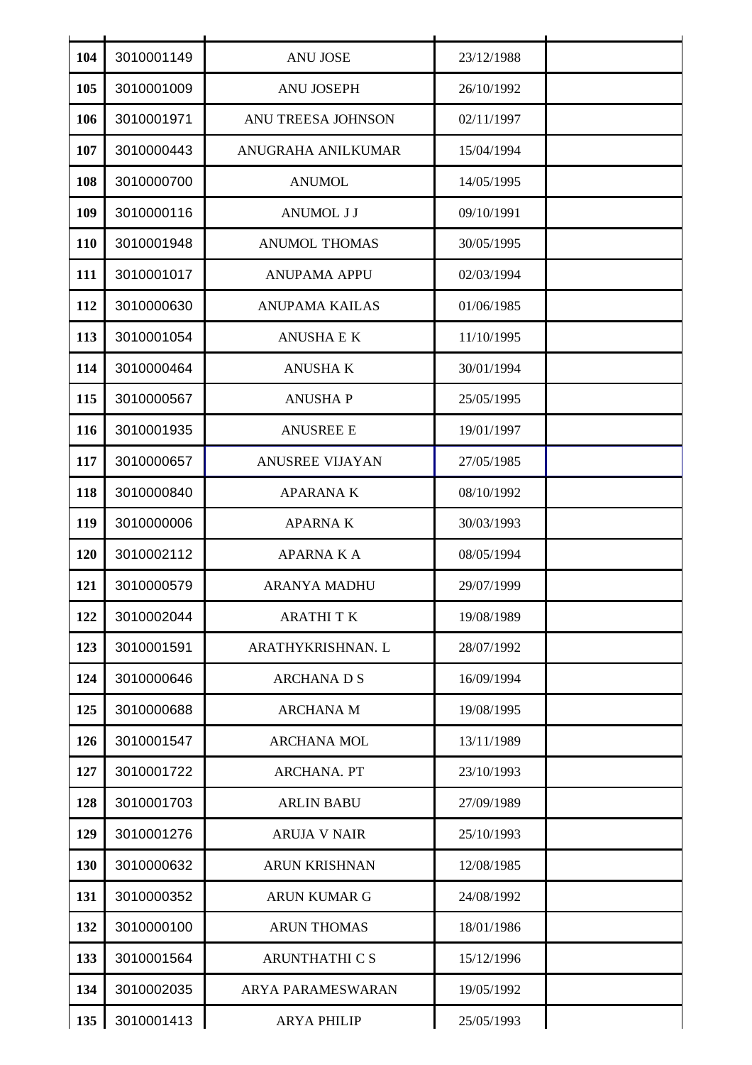| | | | | |
|---|---|---|---|---|
| 104 | 3010001149 | ANU JOSE | 23/12/1988 | |
| 105 | 3010001009 | ANU JOSEPH | 26/10/1992 | |
| 106 | 3010001971 | ANU TREESA JOHNSON | 02/11/1997 | |
| 107 | 3010000443 | ANUGRAHA ANILKUMAR | 15/04/1994 | |
| 108 | 3010000700 | ANUMOL | 14/05/1995 | |
| 109 | 3010000116 | ANUMOL J J | 09/10/1991 | |
| 110 | 3010001948 | ANUMOL THOMAS | 30/05/1995 | |
| 111 | 3010001017 | ANUPAMA APPU | 02/03/1994 | |
| 112 | 3010000630 | ANUPAMA KAILAS | 01/06/1985 | |
| 113 | 3010001054 | ANUSHA E K | 11/10/1995 | |
| 114 | 3010000464 | ANUSHA K | 30/01/1994 | |
| 115 | 3010000567 | ANUSHA P | 25/05/1995 | |
| 116 | 3010001935 | ANUSREE E | 19/01/1997 | |
| 117 | 3010000657 | ANUSREE VIJAYAN | 27/05/1985 | |
| 118 | 3010000840 | APARANA K | 08/10/1992 | |
| 119 | 3010000006 | APARNA K | 30/03/1993 | |
| 120 | 3010002112 | APARNA K A | 08/05/1994 | |
| 121 | 3010000579 | ARANYA MADHU | 29/07/1999 | |
| 122 | 3010002044 | ARATHI T K | 19/08/1989 | |
| 123 | 3010001591 | ARATHYKRISHNAN. L | 28/07/1992 | |
| 124 | 3010000646 | ARCHANA D S | 16/09/1994 | |
| 125 | 3010000688 | ARCHANA M | 19/08/1995 | |
| 126 | 3010001547 | ARCHANA MOL | 13/11/1989 | |
| 127 | 3010001722 | ARCHANA. PT | 23/10/1993 | |
| 128 | 3010001703 | ARLIN BABU | 27/09/1989 | |
| 129 | 3010001276 | ARUJA V NAIR | 25/10/1993 | |
| 130 | 3010000632 | ARUN KRISHNAN | 12/08/1985 | |
| 131 | 3010000352 | ARUN KUMAR G | 24/08/1992 | |
| 132 | 3010000100 | ARUN THOMAS | 18/01/1986 | |
| 133 | 3010001564 | ARUNTHATHI C S | 15/12/1996 | |
| 134 | 3010002035 | ARYA PARAMESWARAN | 19/05/1992 | |
| 135 | 3010001413 | ARYA PHILIP | 25/05/1993 | |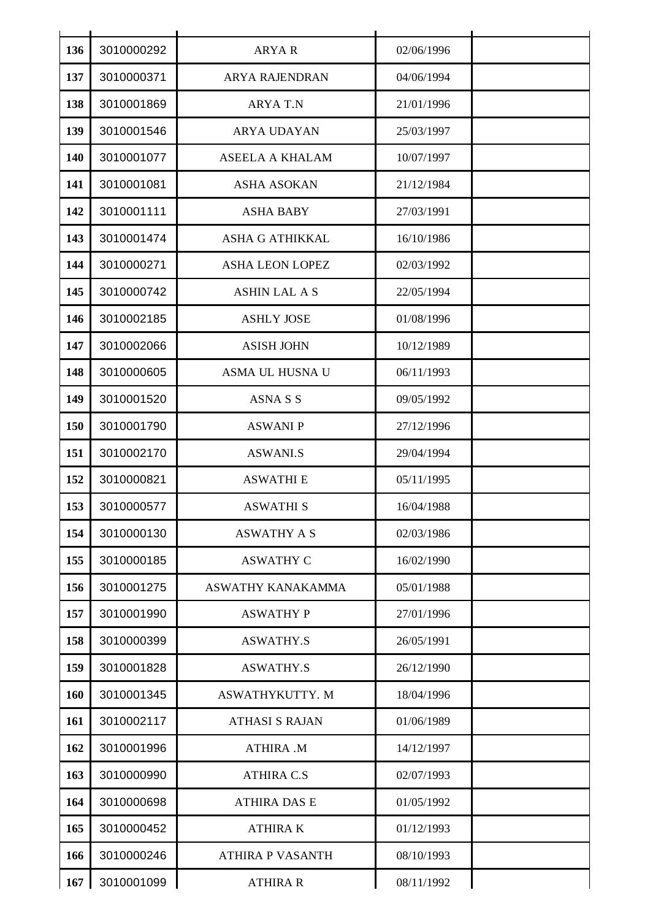| | | | | |
|---|---|---|---|---|
| 136 | 3010000292 | ARYA R | 02/06/1996 | |
| 137 | 3010000371 | ARYA RAJENDRAN | 04/06/1994 | |
| 138 | 3010001869 | ARYA T.N | 21/01/1996 | |
| 139 | 3010001546 | ARYA UDAYAN | 25/03/1997 | |
| 140 | 3010001077 | ASEELA A KHALAM | 10/07/1997 | |
| 141 | 3010001081 | ASHA ASOKAN | 21/12/1984 | |
| 142 | 3010001111 | ASHA BABY | 27/03/1991 | |
| 143 | 3010001474 | ASHA G ATHIKKAL | 16/10/1986 | |
| 144 | 3010000271 | ASHA LEON LOPEZ | 02/03/1992 | |
| 145 | 3010000742 | ASHIN LAL A S | 22/05/1994 | |
| 146 | 3010002185 | ASHLY JOSE | 01/08/1996 | |
| 147 | 3010002066 | ASISH JOHN | 10/12/1989 | |
| 148 | 3010000605 | ASMA UL HUSNA U | 06/11/1993 | |
| 149 | 3010001520 | ASNA S S | 09/05/1992 | |
| 150 | 3010001790 | ASWANI P | 27/12/1996 | |
| 151 | 3010002170 | ASWANI.S | 29/04/1994 | |
| 152 | 3010000821 | ASWATHI E | 05/11/1995 | |
| 153 | 3010000577 | ASWATHI S | 16/04/1988 | |
| 154 | 3010000130 | ASWATHY A S | 02/03/1986 | |
| 155 | 3010000185 | ASWATHY C | 16/02/1990 | |
| 156 | 3010001275 | ASWATHY KANAKAMMA | 05/01/1988 | |
| 157 | 3010001990 | ASWATHY P | 27/01/1996 | |
| 158 | 3010000399 | ASWATHY.S | 26/05/1991 | |
| 159 | 3010001828 | ASWATHY.S | 26/12/1990 | |
| 160 | 3010001345 | ASWATHYKUTTY. M | 18/04/1996 | |
| 161 | 3010002117 | ATHASI S RAJAN | 01/06/1989 | |
| 162 | 3010001996 | ATHIRA .M | 14/12/1997 | |
| 163 | 3010000990 | ATHIRA C.S | 02/07/1993 | |
| 164 | 3010000698 | ATHIRA DAS E | 01/05/1992 | |
| 165 | 3010000452 | ATHIRA K | 01/12/1993 | |
| 166 | 3010000246 | ATHIRA P VASANTH | 08/10/1993 | |
| 167 | 3010001099 | ATHIRA R | 08/11/1992 | |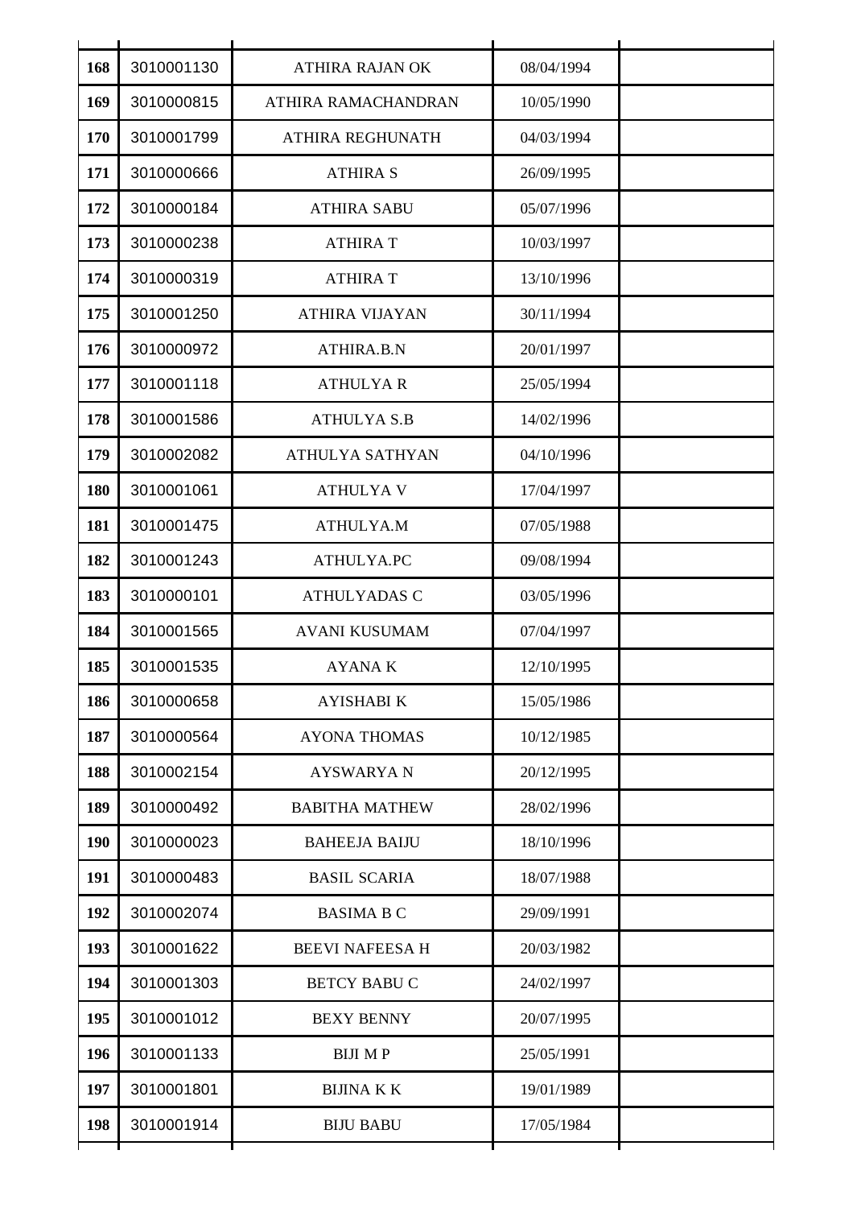| | | | | |
|---|---|---|---|---|
| **168** | 3010001130 | ATHIRA RAJAN OK | 08/04/1994 | |
| **169** | 3010000815 | ATHIRA RAMACHANDRAN | 10/05/1990 | |
| **170** | 3010001799 | ATHIRA REGHUNATH | 04/03/1994 | |
| **171** | 3010000666 | ATHIRA S | 26/09/1995 | |
| **172** | 3010000184 | ATHIRA SABU | 05/07/1996 | |
| **173** | 3010000238 | ATHIRA T | 10/03/1997 | |
| **174** | 3010000319 | ATHIRA T | 13/10/1996 | |
| **175** | 3010001250 | ATHIRA VIJAYAN | 30/11/1994 | |
| **176** | 3010000972 | ATHIRA.B.N | 20/01/1997 | |
| **177** | 3010001118 | ATHULYA R | 25/05/1994 | |
| **178** | 3010001586 | ATHULYA S.B | 14/02/1996 | |
| **179** | 3010002082 | ATHULYA SATHYAN | 04/10/1996 | |
| **180** | 3010001061 | ATHULYA V | 17/04/1997 | |
| **181** | 3010001475 | ATHULYA.M | 07/05/1988 | |
| **182** | 3010001243 | ATHULYA.PC | 09/08/1994 | |
| **183** | 3010000101 | ATHULYADAS C | 03/05/1996 | |
| **184** | 3010001565 | AVANI KUSUMAM | 07/04/1997 | |
| **185** | 3010001535 | AYANA K | 12/10/1995 | |
| **186** | 3010000658 | AYISHABI K | 15/05/1986 | |
| **187** | 3010000564 | AYONA THOMAS | 10/12/1985 | |
| **188** | 3010002154 | AYSWARYA N | 20/12/1995 | |
| **189** | 3010000492 | BABITHA MATHEW | 28/02/1996 | |
| **190** | 3010000023 | BAHEEJA BAIJU | 18/10/1996 | |
| **191** | 3010000483 | BASIL SCARIA | 18/07/1988 | |
| **192** | 3010002074 | BASIMA B C | 29/09/1991 | |
| **193** | 3010001622 | BEEVI NAFEESA H | 20/03/1982 | |
| **194** | 3010001303 | BETCY BABU C | 24/02/1997 | |
| **195** | 3010001012 | BEXY BENNY | 20/07/1995 | |
| **196** | 3010001133 | BIJI M P | 25/05/1991 | |
| **197** | 3010001801 | BIJINA K K | 19/01/1989 | |
| **198** | 3010001914 | BIJU BABU | 17/05/1984 | |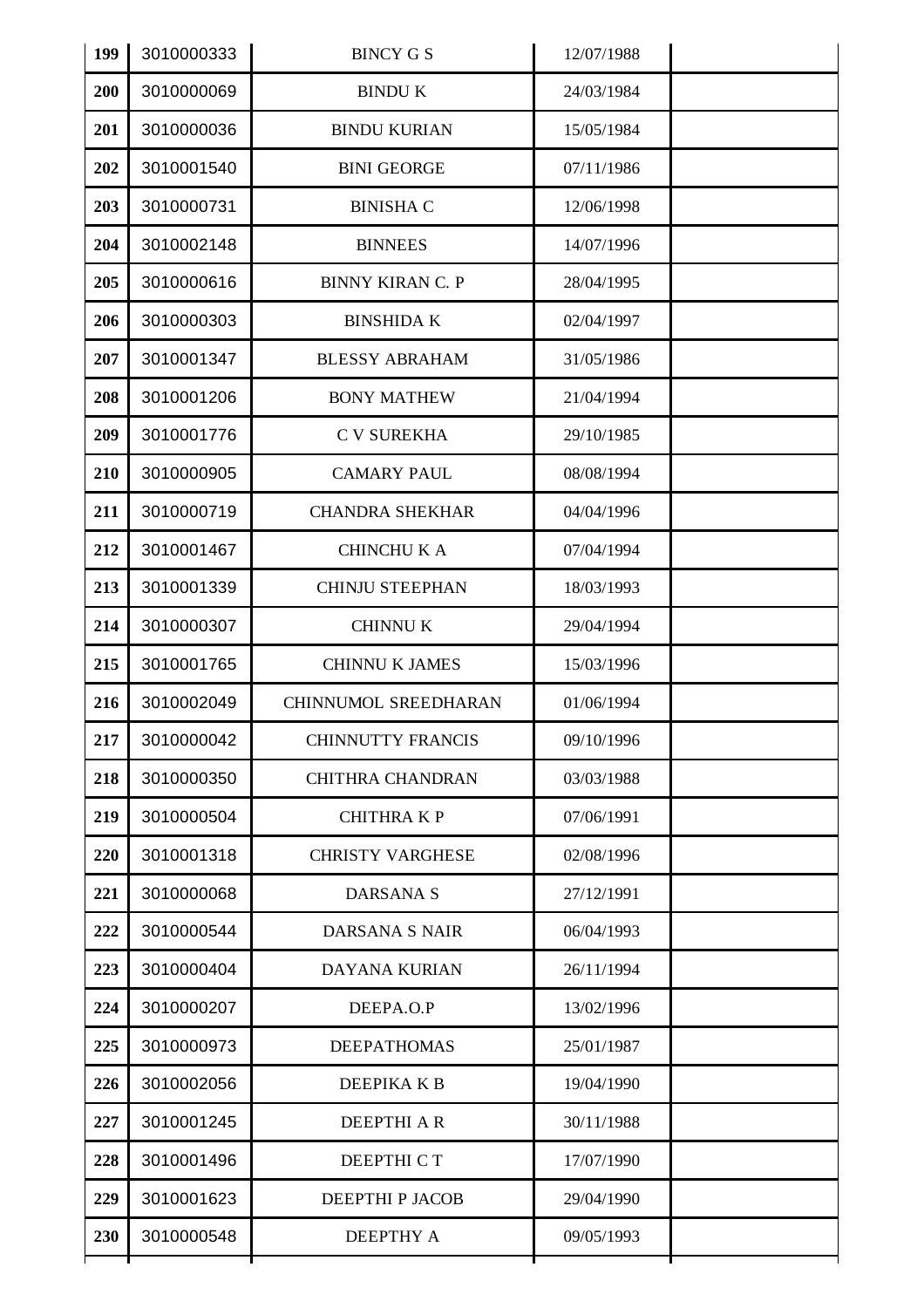| | | | | |
|---|---|---|---|---|
| 199 | 3010000333 | BINCY G S | 12/07/1988 | |
| 200 | 3010000069 | BINDU K | 24/03/1984 | |
| 201 | 3010000036 | BINDU KURIAN | 15/05/1984 | |
| 202 | 3010001540 | BINI GEORGE | 07/11/1986 | |
| 203 | 3010000731 | BINISHA C | 12/06/1998 | |
| 204 | 3010002148 | BINNEES | 14/07/1996 | |
| 205 | 3010000616 | BINNY KIRAN C. P | 28/04/1995 | |
| 206 | 3010000303 | BINSHIDA K | 02/04/1997 | |
| 207 | 3010001347 | BLESSY ABRAHAM | 31/05/1986 | |
| 208 | 3010001206 | BONY MATHEW | 21/04/1994 | |
| 209 | 3010001776 | C V SUREKHA | 29/10/1985 | |
| 210 | 3010000905 | CAMARY PAUL | 08/08/1994 | |
| 211 | 3010000719 | CHANDRA SHEKHAR | 04/04/1996 | |
| 212 | 3010001467 | CHINCHU K A | 07/04/1994 | |
| 213 | 3010001339 | CHINJU STEEPHAN | 18/03/1993 | |
| 214 | 3010000307 | CHINNU K | 29/04/1994 | |
| 215 | 3010001765 | CHINNU K JAMES | 15/03/1996 | |
| 216 | 3010002049 | CHINNUMOL SREEDHARAN | 01/06/1994 | |
| 217 | 3010000042 | CHINNUTTY FRANCIS | 09/10/1996 | |
| 218 | 3010000350 | CHITHRA CHANDRAN | 03/03/1988 | |
| 219 | 3010000504 | CHITHRA K P | 07/06/1991 | |
| 220 | 3010001318 | CHRISTY VARGHESE | 02/08/1996 | |
| 221 | 3010000068 | DARSANA S | 27/12/1991 | |
| 222 | 3010000544 | DARSANA S NAIR | 06/04/1993 | |
| 223 | 3010000404 | DAYANA KURIAN | 26/11/1994 | |
| 224 | 3010000207 | DEEPA.O.P | 13/02/1996 | |
| 225 | 3010000973 | DEEPATHOMAS | 25/01/1987 | |
| 226 | 3010002056 | DEEPIKA K B | 19/04/1990 | |
| 227 | 3010001245 | DEEPTHI A R | 30/11/1988 | |
| 228 | 3010001496 | DEEPTHI C T | 17/07/1990 | |
| 229 | 3010001623 | DEEPTHI P JACOB | 29/04/1990 | |
| 230 | 3010000548 | DEEPTHY A | 09/05/1993 | |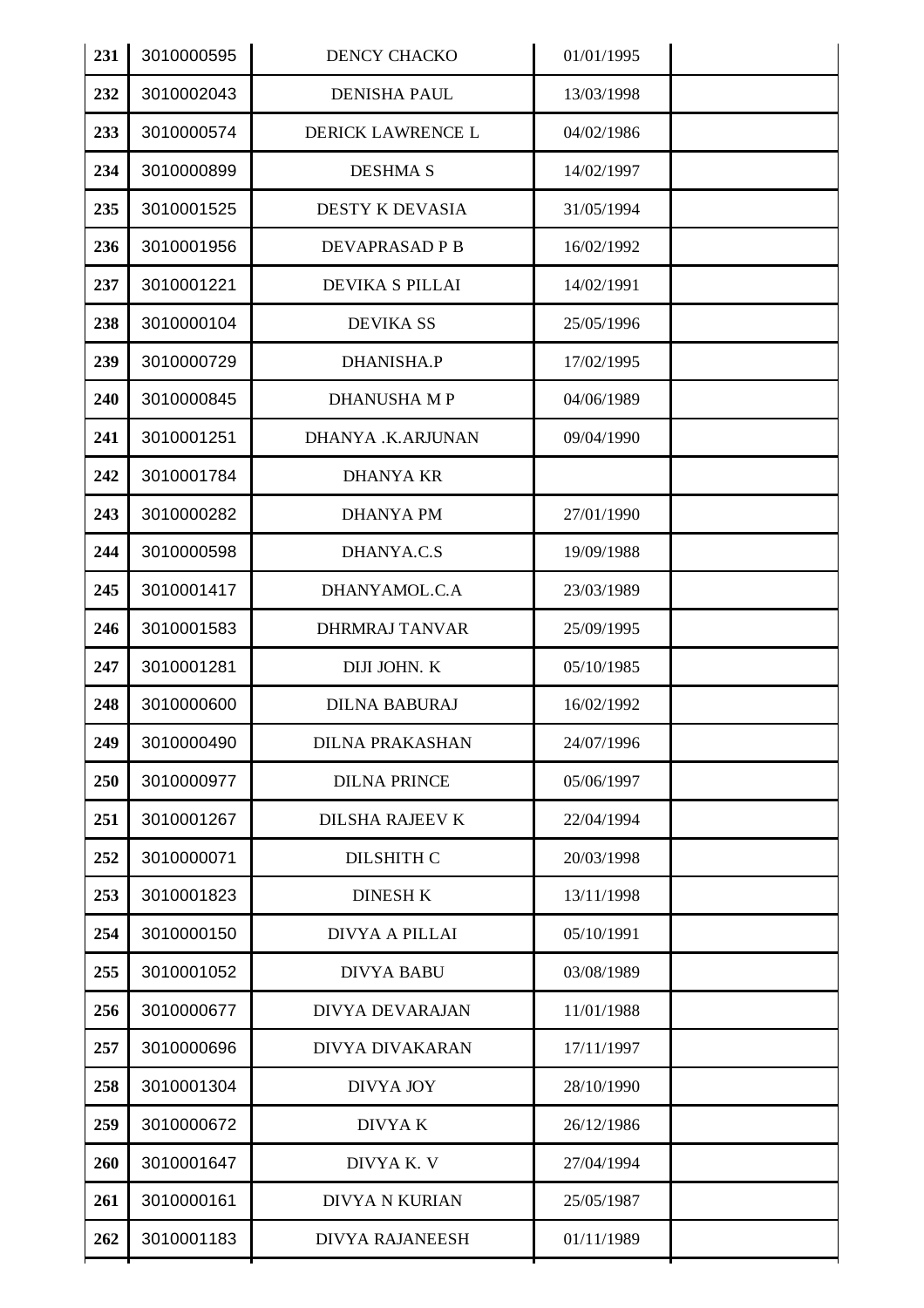| | | | | |
|---|---|---|---|---|
| 231 | 3010000595 | DENCY CHACKO | 01/01/1995 | |
| 232 | 3010002043 | DENISHA PAUL | 13/03/1998 | |
| 233 | 3010000574 | DERICK LAWRENCE L | 04/02/1986 | |
| 234 | 3010000899 | DESHMA S | 14/02/1997 | |
| 235 | 3010001525 | DESTY K DEVASIA | 31/05/1994 | |
| 236 | 3010001956 | DEVAPRASAD P B | 16/02/1992 | |
| 237 | 3010001221 | DEVIKA S PILLAI | 14/02/1991 | |
| 238 | 3010000104 | DEVIKA SS | 25/05/1996 | |
| 239 | 3010000729 | DHANISHA.P | 17/02/1995 | |
| 240 | 3010000845 | DHANUSHA M P | 04/06/1989 | |
| 241 | 3010001251 | DHANYA .K.ARJUNAN | 09/04/1990 | |
| 242 | 3010001784 | DHANYA KR | | |
| 243 | 3010000282 | DHANYA PM | 27/01/1990 | |
| 244 | 3010000598 | DHANYA.C.S | 19/09/1988 | |
| 245 | 3010001417 | DHANYAMOL.C.A | 23/03/1989 | |
| 246 | 3010001583 | DHRMRAJ TANVAR | 25/09/1995 | |
| 247 | 3010001281 | DIJI JOHN. K | 05/10/1985 | |
| 248 | 3010000600 | DILNA BABURAJ | 16/02/1992 | |
| 249 | 3010000490 | DILNA PRAKASHAN | 24/07/1996 | |
| 250 | 3010000977 | DILNA PRINCE | 05/06/1997 | |
| 251 | 3010001267 | DILSHA RAJEEV K | 22/04/1994 | |
| 252 | 3010000071 | DILSHITH C | 20/03/1998 | |
| 253 | 3010001823 | DINESH K | 13/11/1998 | |
| 254 | 3010000150 | DIVYA A PILLAI | 05/10/1991 | |
| 255 | 3010001052 | DIVYA BABU | 03/08/1989 | |
| 256 | 3010000677 | DIVYA DEVARAJAN | 11/01/1988 | |
| 257 | 3010000696 | DIVYA DIVAKARAN | 17/11/1997 | |
| 258 | 3010001304 | DIVYA JOY | 28/10/1990 | |
| 259 | 3010000672 | DIVYA K | 26/12/1986 | |
| 260 | 3010001647 | DIVYA K. V | 27/04/1994 | |
| 261 | 3010000161 | DIVYA N KURIAN | 25/05/1987 | |
| 262 | 3010001183 | DIVYA RAJANEESH | 01/11/1989 | |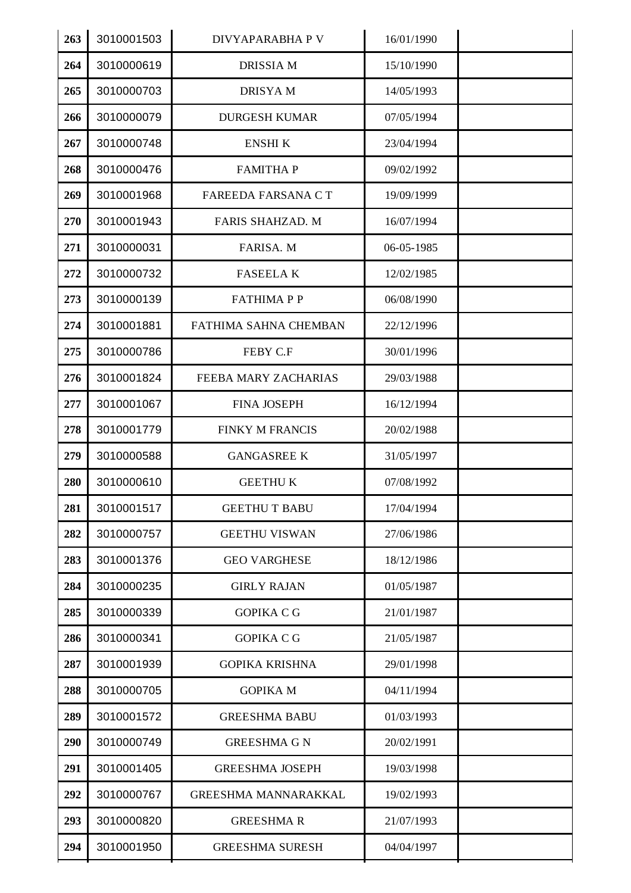| 263 | 3010001503 | DIVYAPARABHA P V | 16/01/1990 | |
|---|---|---|---|---|
| 264 | 3010000619 | DRISSIA M | 15/10/1990 | |
| 265 | 3010000703 | DRISYA M | 14/05/1993 | |
| 266 | 3010000079 | DURGESH KUMAR | 07/05/1994 | |
| 267 | 3010000748 | ENSHI K | 23/04/1994 | |
| 268 | 3010000476 | FAMITHA P | 09/02/1992 | |
| 269 | 3010001968 | FAREEDA FARSANA C T | 19/09/1999 | |
| 270 | 3010001943 | FARIS SHAHZAD. M | 16/07/1994 | |
| 271 | 3010000031 | FARISA. M | 06-05-1985 | |
| 272 | 3010000732 | FASEELA K | 12/02/1985 | |
| 273 | 3010000139 | FATHIMA P P | 06/08/1990 | |
| 274 | 3010001881 | FATHIMA SAHNA CHEMBAN | 22/12/1996 | |
| 275 | 3010000786 | FEBY C.F | 30/01/1996 | |
| 276 | 3010001824 | FEEBA MARY ZACHARIAS | 29/03/1988 | |
| 277 | 3010001067 | FINA JOSEPH | 16/12/1994 | |
| 278 | 3010001779 | FINKY M FRANCIS | 20/02/1988 | |
| 279 | 3010000588 | GANGASREE K | 31/05/1997 | |
| 280 | 3010000610 | GEETHU K | 07/08/1992 | |
| 281 | 3010001517 | GEETHU T BABU | 17/04/1994 | |
| 282 | 3010000757 | GEETHU VISWAN | 27/06/1986 | |
| 283 | 3010001376 | GEO VARGHESE | 18/12/1986 | |
| 284 | 3010000235 | GIRLY RAJAN | 01/05/1987 | |
| 285 | 3010000339 | GOPIKA C G | 21/01/1987 | |
| 286 | 3010000341 | GOPIKA C G | 21/05/1987 | |
| 287 | 3010001939 | GOPIKA KRISHNA | 29/01/1998 | |
| 288 | 3010000705 | GOPIKA M | 04/11/1994 | |
| 289 | 3010001572 | GREESHMA BABU | 01/03/1993 | |
| 290 | 3010000749 | GREESHMA G N | 20/02/1991 | |
| 291 | 3010001405 | GREESHMA JOSEPH | 19/03/1998 | |
| 292 | 3010000767 | GREESHMA MANNARAKKAL | 19/02/1993 | |
| 293 | 3010000820 | GREESHMA R | 21/07/1993 | |
| 294 | 3010001950 | GREESHMA SURESH | 04/04/1997 | |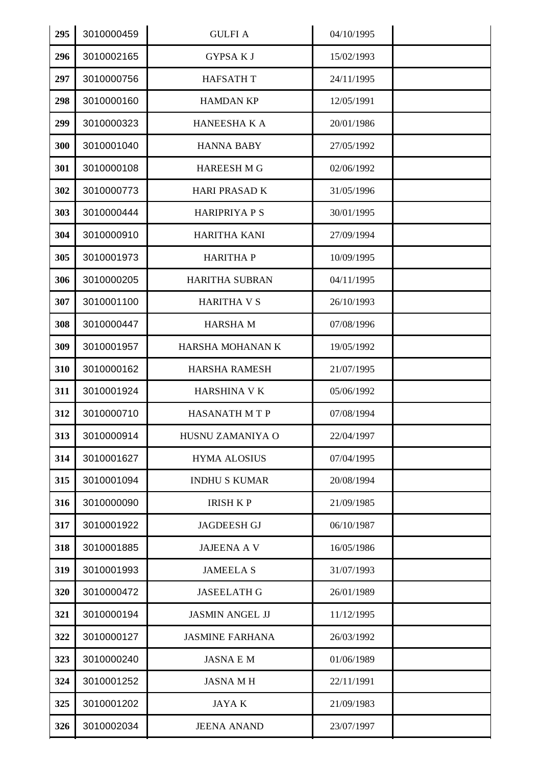| | | | | |
|---|---|---|---|---|
| 295 | 3010000459 | GULFI A | 04/10/1995 | |
| 296 | 3010002165 | GYPSA K J | 15/02/1993 | |
| 297 | 3010000756 | HAFSATH T | 24/11/1995 | |
| 298 | 3010000160 | HAMDAN KP | 12/05/1991 | |
| 299 | 3010000323 | HANEESHA K A | 20/01/1986 | |
| 300 | 3010001040 | HANNA BABY | 27/05/1992 | |
| 301 | 3010000108 | HAREESH M G | 02/06/1992 | |
| 302 | 3010000773 | HARI PRASAD K | 31/05/1996 | |
| 303 | 3010000444 | HARIPRIYA P S | 30/01/1995 | |
| 304 | 3010000910 | HARITHA KANI | 27/09/1994 | |
| 305 | 3010001973 | HARITHA P | 10/09/1995 | |
| 306 | 3010000205 | HARITHA SUBRAN | 04/11/1995 | |
| 307 | 3010001100 | HARITHA V S | 26/10/1993 | |
| 308 | 3010000447 | HARSHA M | 07/08/1996 | |
| 309 | 3010001957 | HARSHA MOHANAN K | 19/05/1992 | |
| 310 | 3010000162 | HARSHA RAMESH | 21/07/1995 | |
| 311 | 3010001924 | HARSHINA V K | 05/06/1992 | |
| 312 | 3010000710 | HASANATH M T P | 07/08/1994 | |
| 313 | 3010000914 | HUSNU ZAMANIYA O | 22/04/1997 | |
| 314 | 3010001627 | HYMA ALOSIUS | 07/04/1995 | |
| 315 | 3010001094 | INDHU S KUMAR | 20/08/1994 | |
| 316 | 3010000090 | IRISH K P | 21/09/1985 | |
| 317 | 3010001922 | JAGDEESH GJ | 06/10/1987 | |
| 318 | 3010001885 | JAJEENA A V | 16/05/1986 | |
| 319 | 3010001993 | JAMEELA S | 31/07/1993 | |
| 320 | 3010000472 | JASEELATH G | 26/01/1989 | |
| 321 | 3010000194 | JASMIN ANGEL JJ | 11/12/1995 | |
| 322 | 3010000127 | JASMINE FARHANA | 26/03/1992 | |
| 323 | 3010000240 | JASNA E M | 01/06/1989 | |
| 324 | 3010001252 | JASNA M H | 22/11/1991 | |
| 325 | 3010001202 | JAYA K | 21/09/1983 | |
| 326 | 3010002034 | JEENA ANAND | 23/07/1997 | |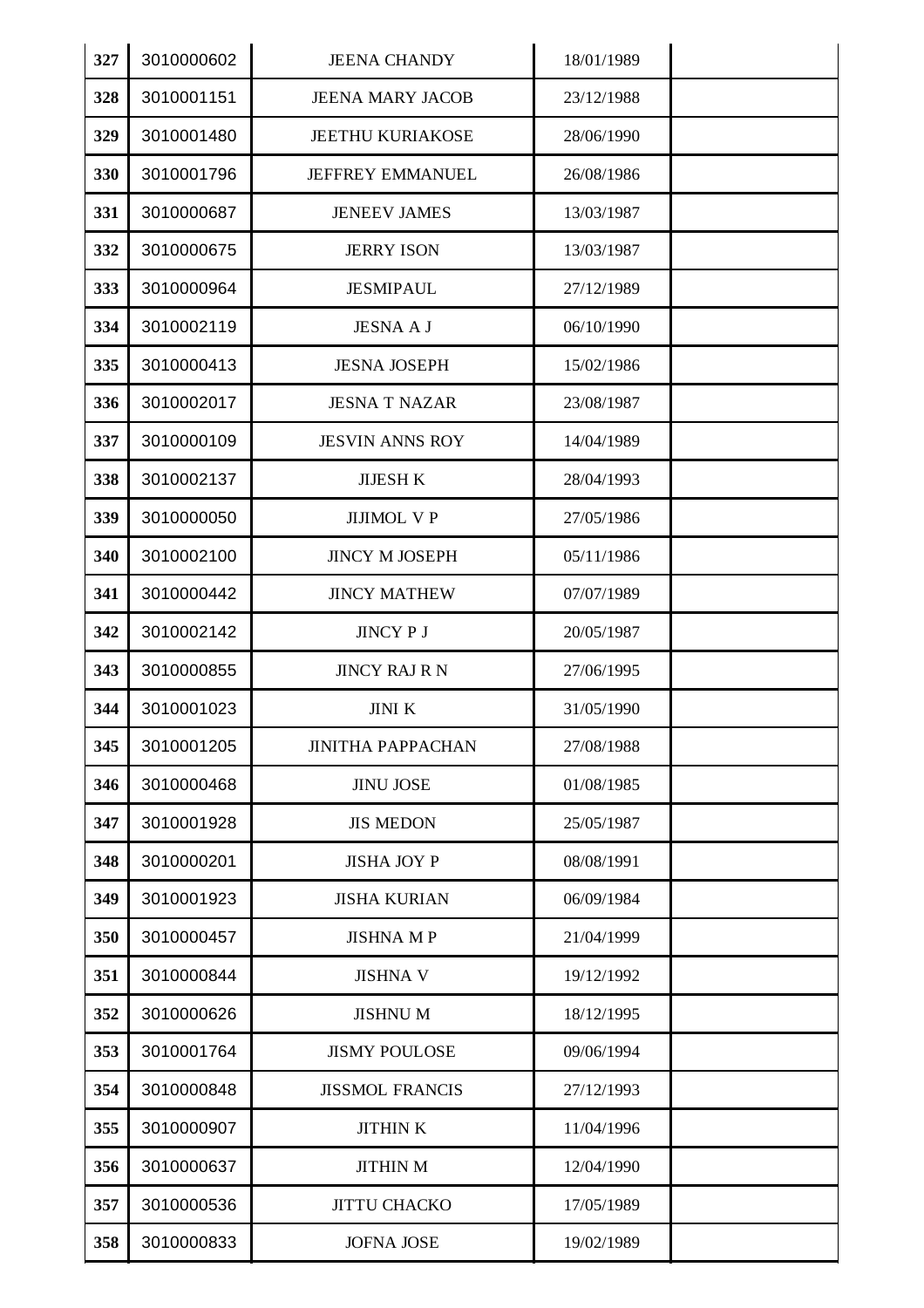| 327 | 3010000602 | JEENA CHANDY | 18/01/1989 | |
|---|---|---|---|---|
| 328 | 3010001151 | JEENA MARY JACOB | 23/12/1988 | |
| 329 | 3010001480 | JEETHU KURIAKOSE | 28/06/1990 | |
| 330 | 3010001796 | JEFFREY EMMANUEL | 26/08/1986 | |
| 331 | 3010000687 | JENEEV JAMES | 13/03/1987 | |
| 332 | 3010000675 | JERRY ISON | 13/03/1987 | |
| 333 | 3010000964 | JESMIPAUL | 27/12/1989 | |
| 334 | 3010002119 | JESNA A J | 06/10/1990 | |
| 335 | 3010000413 | JESNA JOSEPH | 15/02/1986 | |
| 336 | 3010002017 | JESNA T NAZAR | 23/08/1987 | |
| 337 | 3010000109 | JESVIN ANNS ROY | 14/04/1989 | |
| 338 | 3010002137 | JIJESH K | 28/04/1993 | |
| 339 | 3010000050 | JIJIMOL V P | 27/05/1986 | |
| 340 | 3010002100 | JINCY M JOSEPH | 05/11/1986 | |
| 341 | 3010000442 | JINCY MATHEW | 07/07/1989 | |
| 342 | 3010002142 | JINCY P J | 20/05/1987 | |
| 343 | 3010000855 | JINCY RAJ R N | 27/06/1995 | |
| 344 | 3010001023 | JINI K | 31/05/1990 | |
| 345 | 3010001205 | JINITHA PAPPACHAN | 27/08/1988 | |
| 346 | 3010000468 | JINU JOSE | 01/08/1985 | |
| 347 | 3010001928 | JIS MEDON | 25/05/1987 | |
| 348 | 3010000201 | JISHA JOY P | 08/08/1991 | |
| 349 | 3010001923 | JISHA KURIAN | 06/09/1984 | |
| 350 | 3010000457 | JISHNA M P | 21/04/1999 | |
| 351 | 3010000844 | JISHNA V | 19/12/1992 | |
| 352 | 3010000626 | JISHNU M | 18/12/1995 | |
| 353 | 3010001764 | JISMY POULOSE | 09/06/1994 | |
| 354 | 3010000848 | JISSMOL FRANCIS | 27/12/1993 | |
| 355 | 3010000907 | JITHIN K | 11/04/1996 | |
| 356 | 3010000637 | JITHIN M | 12/04/1990 | |
| 357 | 3010000536 | JITTU CHACKO | 17/05/1989 | |
| 358 | 3010000833 | JOFNA JOSE | 19/02/1989 | |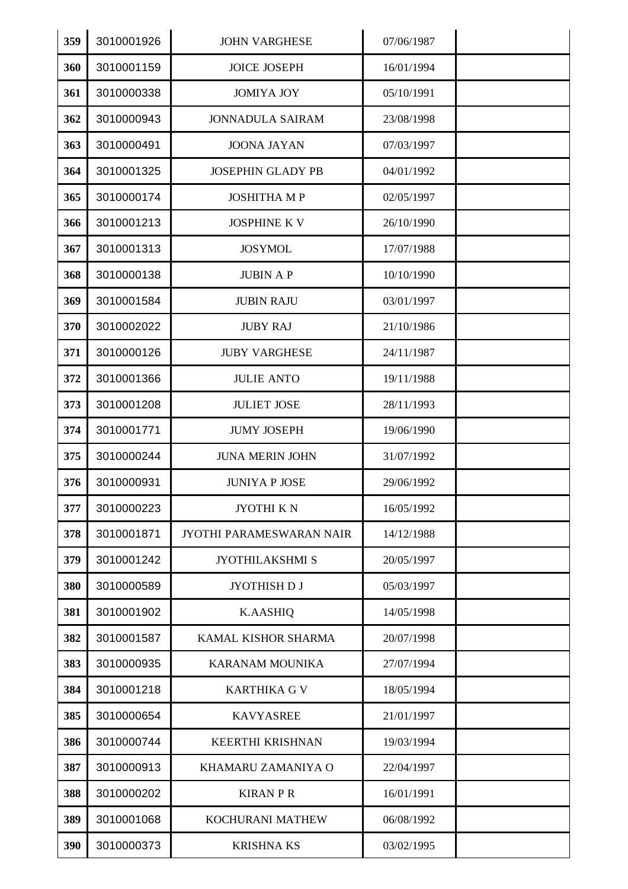| 359 | 3010001926 | JOHN VARGHESE | 07/06/1987 | |
|---|---|---|---|---|
| 360 | 3010001159 | JOICE JOSEPH | 16/01/1994 | |
| 361 | 3010000338 | JOMIYA JOY | 05/10/1991 | |
| 362 | 3010000943 | JONNADULA SAIRAM | 23/08/1998 | |
| 363 | 3010000491 | JOONA JAYAN | 07/03/1997 | |
| 364 | 3010001325 | JOSEPHIN GLADY PB | 04/01/1992 | |
| 365 | 3010000174 | JOSHITHA M P | 02/05/1997 | |
| 366 | 3010001213 | JOSPHINE K V | 26/10/1990 | |
| 367 | 3010001313 | JOSYMOL | 17/07/1988 | |
| 368 | 3010000138 | JUBIN A P | 10/10/1990 | |
| 369 | 3010001584 | JUBIN RAJU | 03/01/1997 | |
| 370 | 3010002022 | JUBY RAJ | 21/10/1986 | |
| 371 | 3010000126 | JUBY VARGHESE | 24/11/1987 | |
| 372 | 3010001366 | JULIE ANTO | 19/11/1988 | |
| 373 | 3010001208 | JULIET JOSE | 28/11/1993 | |
| 374 | 3010001771 | JUMY JOSEPH | 19/06/1990 | |
| 375 | 3010000244 | JUNA MERIN JOHN | 31/07/1992 | |
| 376 | 3010000931 | JUNIYA P JOSE | 29/06/1992 | |
| 377 | 3010000223 | JYOTHI K N | 16/05/1992 | |
| 378 | 3010001871 | JYOTHI PARAMESWARAN NAIR | 14/12/1988 | |
| 379 | 3010001242 | JYOTHILAKSHMI S | 20/05/1997 | |
| 380 | 3010000589 | JYOTHISH D J | 05/03/1997 | |
| 381 | 3010001902 | K.AASHIQ | 14/05/1998 | |
| 382 | 3010001587 | KAMAL KISHOR SHARMA | 20/07/1998 | |
| 383 | 3010000935 | KARANAM MOUNIKA | 27/07/1994 | |
| 384 | 3010001218 | KARTHIKA G V | 18/05/1994 | |
| 385 | 3010000654 | KAVYASREE | 21/01/1997 | |
| 386 | 3010000744 | KEERTHI KRISHNAN | 19/03/1994 | |
| 387 | 3010000913 | KHAMARU ZAMANIYA O | 22/04/1997 | |
| 388 | 3010000202 | KIRAN P R | 16/01/1991 | |
| 389 | 3010001068 | KOCHURANI MATHEW | 06/08/1992 | |
| 390 | 3010000373 | KRISHNA KS | 03/02/1995 | |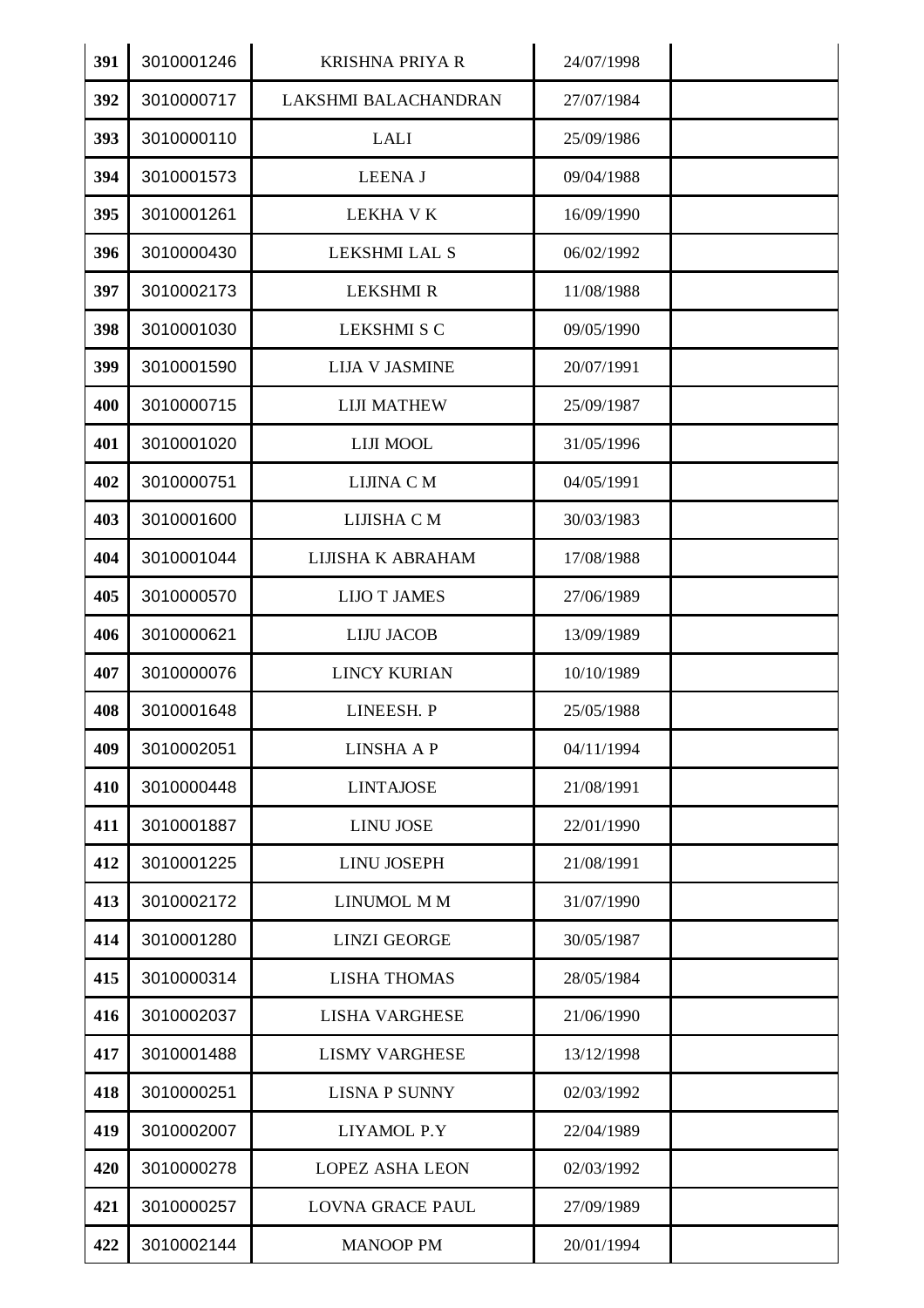| 391 | 3010001246 | KRISHNA PRIYA R | 24/07/1998 | |
|---|---|---|---|---|
| 392 | 3010000717 | LAKSHMI BALACHANDRAN | 27/07/1984 | |
| 393 | 3010000110 | LALI | 25/09/1986 | |
| 394 | 3010001573 | LEENA J | 09/04/1988 | |
| 395 | 3010001261 | LEKHA V K | 16/09/1990 | |
| 396 | 3010000430 | LEKSHMI LAL S | 06/02/1992 | |
| 397 | 3010002173 | LEKSHMI R | 11/08/1988 | |
| 398 | 3010001030 | LEKSHMI S C | 09/05/1990 | |
| 399 | 3010001590 | LIJA V JASMINE | 20/07/1991 | |
| 400 | 3010000715 | LIJI MATHEW | 25/09/1987 | |
| 401 | 3010001020 | LIJI MOOL | 31/05/1996 | |
| 402 | 3010000751 | LIJINA C M | 04/05/1991 | |
| 403 | 3010001600 | LIJISHA C M | 30/03/1983 | |
| 404 | 3010001044 | LIJISHA K ABRAHAM | 17/08/1988 | |
| 405 | 3010000570 | LIJO T JAMES | 27/06/1989 | |
| 406 | 3010000621 | LIJU JACOB | 13/09/1989 | |
| 407 | 3010000076 | LINCY KURIAN | 10/10/1989 | |
| 408 | 3010001648 | LINEESH. P | 25/05/1988 | |
| 409 | 3010002051 | LINSHA A P | 04/11/1994 | |
| 410 | 3010000448 | LINTAJOSE | 21/08/1991 | |
| 411 | 3010001887 | LINU JOSE | 22/01/1990 | |
| 412 | 3010001225 | LINU JOSEPH | 21/08/1991 | |
| 413 | 3010002172 | LINUMOL M M | 31/07/1990 | |
| 414 | 3010001280 | LINZI GEORGE | 30/05/1987 | |
| 415 | 3010000314 | LISHA THOMAS | 28/05/1984 | |
| 416 | 3010002037 | LISHA VARGHESE | 21/06/1990 | |
| 417 | 3010001488 | LISMY VARGHESE | 13/12/1998 | |
| 418 | 3010000251 | LISNA P SUNNY | 02/03/1992 | |
| 419 | 3010002007 | LIYAMOL P.Y | 22/04/1989 | |
| 420 | 3010000278 | LOPEZ ASHA LEON | 02/03/1992 | |
| 421 | 3010000257 | LOVNA GRACE PAUL | 27/09/1989 | |
| 422 | 3010002144 | MANOOP PM | 20/01/1994 | |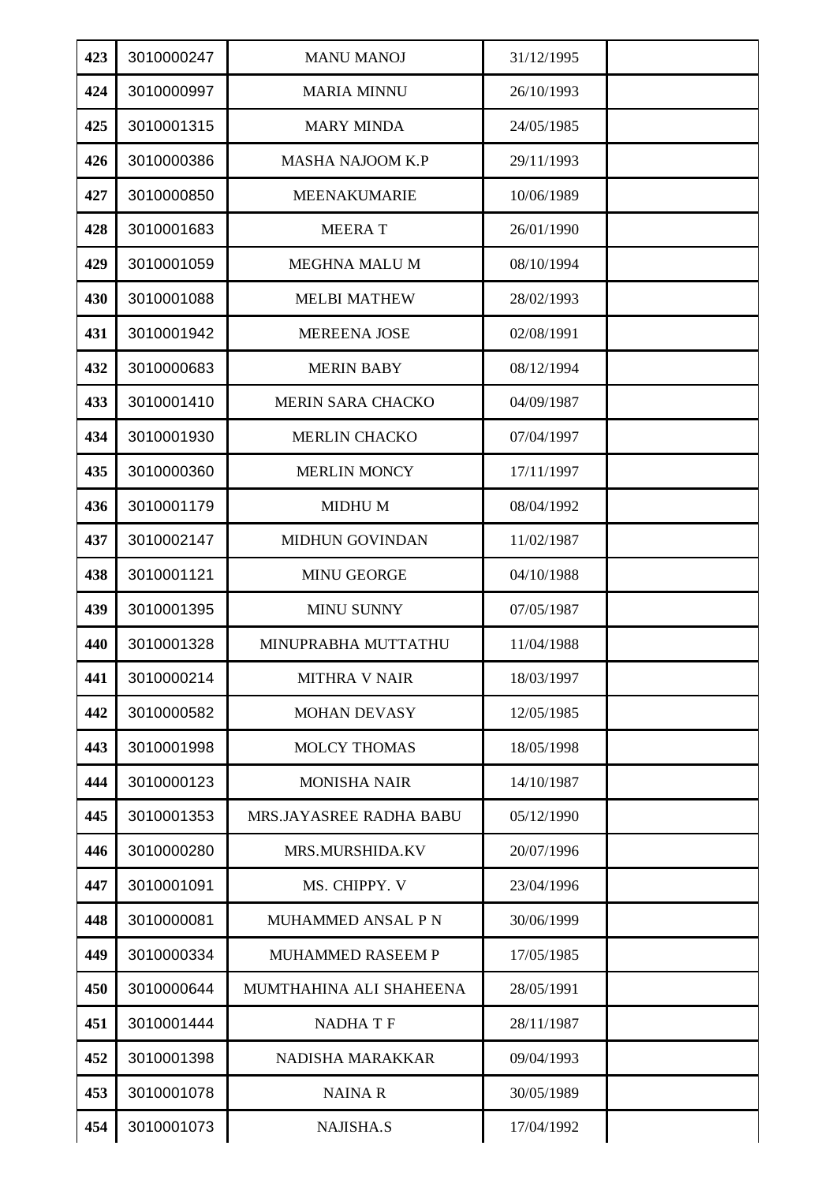| 423 | 3010000247 | MANU MANOJ | 31/12/1995 | |
|---|---|---|---|---|
| 424 | 3010000997 | MARIA MINNU | 26/10/1993 | |
| 425 | 3010001315 | MARY MINDA | 24/05/1985 | |
| 426 | 3010000386 | MASHA NAJOOM K.P | 29/11/1993 | |
| 427 | 3010000850 | MEENAKUMARIE | 10/06/1989 | |
| 428 | 3010001683 | MEERA T | 26/01/1990 | |
| 429 | 3010001059 | MEGHNA MALU M | 08/10/1994 | |
| 430 | 3010001088 | MELBI MATHEW | 28/02/1993 | |
| 431 | 3010001942 | MEREENA JOSE | 02/08/1991 | |
| 432 | 3010000683 | MERIN BABY | 08/12/1994 | |
| 433 | 3010001410 | MERIN SARA CHACKO | 04/09/1987 | |
| 434 | 3010001930 | MERLIN CHACKO | 07/04/1997 | |
| 435 | 3010000360 | MERLIN MONCY | 17/11/1997 | |
| 436 | 3010001179 | MIDHU M | 08/04/1992 | |
| 437 | 3010002147 | MIDHUN GOVINDAN | 11/02/1987 | |
| 438 | 3010001121 | MINU GEORGE | 04/10/1988 | |
| 439 | 3010001395 | MINU SUNNY | 07/05/1987 | |
| 440 | 3010001328 | MINUPRABHA MUTTATHU | 11/04/1988 | |
| 441 | 3010000214 | MITHRA V NAIR | 18/03/1997 | |
| 442 | 3010000582 | MOHAN DEVASY | 12/05/1985 | |
| 443 | 3010001998 | MOLCY THOMAS | 18/05/1998 | |
| 444 | 3010000123 | MONISHA NAIR | 14/10/1987 | |
| 445 | 3010001353 | MRS.JAYASREE RADHA BABU | 05/12/1990 | |
| 446 | 3010000280 | MRS.MURSHIDA.KV | 20/07/1996 | |
| 447 | 3010001091 | MS. CHIPPY. V | 23/04/1996 | |
| 448 | 3010000081 | MUHAMMED ANSAL P N | 30/06/1999 | |
| 449 | 3010000334 | MUHAMMED RASEEM P | 17/05/1985 | |
| 450 | 3010000644 | MUMTHAHINA ALI SHAHEENA | 28/05/1991 | |
| 451 | 3010001444 | NADHA T F | 28/11/1987 | |
| 452 | 3010001398 | NADISHA MARAKKAR | 09/04/1993 | |
| 453 | 3010001078 | NAINA R | 30/05/1989 | |
| 454 | 3010001073 | NAJISHA.S | 17/04/1992 | |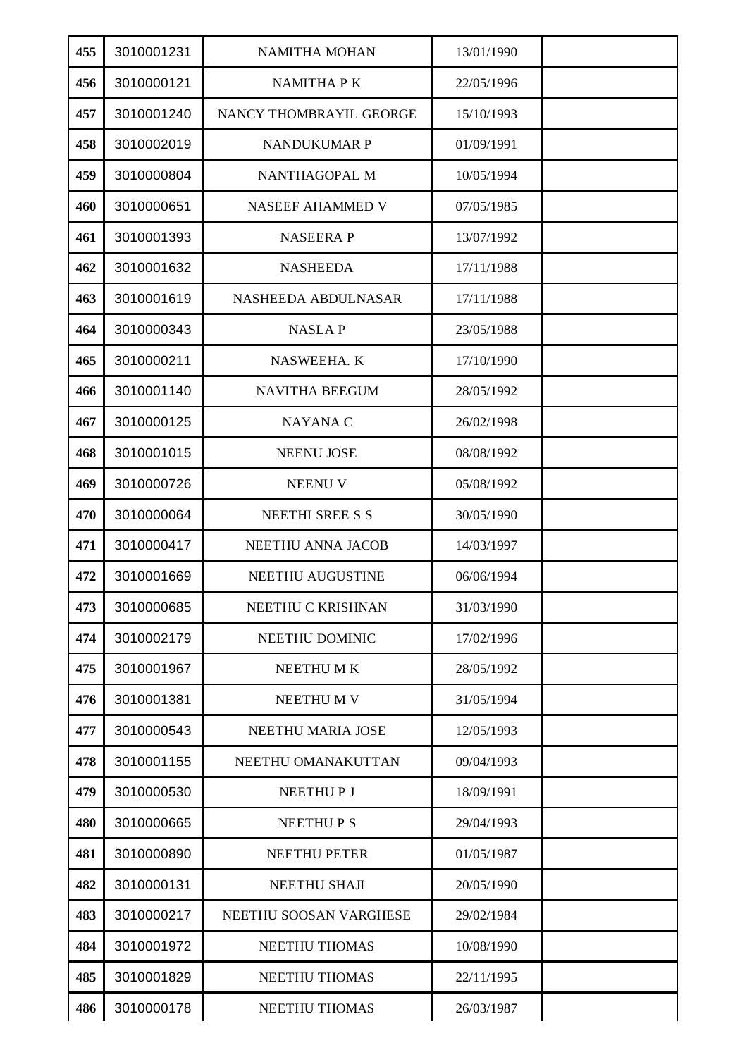| | | | | |
|---|---|---|---|---|
| **455** | 3010001231 | NAMITHA MOHAN | 13/01/1990 | |
| **456** | 3010000121 | NAMITHA P K | 22/05/1996 | |
| **457** | 3010001240 | NANCY THOMBRAYIL GEORGE | 15/10/1993 | |
| **458** | 3010002019 | NANDUKUMAR P | 01/09/1991 | |
| **459** | 3010000804 | NANTHAGOPAL M | 10/05/1994 | |
| **460** | 3010000651 | NASEEF AHAMMED V | 07/05/1985 | |
| **461** | 3010001393 | NASEERA P | 13/07/1992 | |
| **462** | 3010001632 | NASHEEDA | 17/11/1988 | |
| **463** | 3010001619 | NASHEEDA ABDULNASAR | 17/11/1988 | |
| **464** | 3010000343 | NASLA P | 23/05/1988 | |
| **465** | 3010000211 | NASWEEHA. K | 17/10/1990 | |
| **466** | 3010001140 | NAVITHA BEEGUM | 28/05/1992 | |
| **467** | 3010000125 | NAYANA C | 26/02/1998 | |
| **468** | 3010001015 | NEENU JOSE | 08/08/1992 | |
| **469** | 3010000726 | NEENU V | 05/08/1992 | |
| **470** | 3010000064 | NEETHI SREE S S | 30/05/1990 | |
| **471** | 3010000417 | NEETHU ANNA JACOB | 14/03/1997 | |
| **472** | 3010001669 | NEETHU AUGUSTINE | 06/06/1994 | |
| **473** | 3010000685 | NEETHU C KRISHNAN | 31/03/1990 | |
| **474** | 3010002179 | NEETHU DOMINIC | 17/02/1996 | |
| **475** | 3010001967 | NEETHU M K | 28/05/1992 | |
| **476** | 3010001381 | NEETHU M V | 31/05/1994 | |
| **477** | 3010000543 | NEETHU MARIA JOSE | 12/05/1993 | |
| **478** | 3010001155 | NEETHU OMANAKUTTAN | 09/04/1993 | |
| **479** | 3010000530 | NEETHU P J | 18/09/1991 | |
| **480** | 3010000665 | NEETHU P S | 29/04/1993 | |
| **481** | 3010000890 | NEETHU PETER | 01/05/1987 | |
| **482** | 3010000131 | NEETHU SHAJI | 20/05/1990 | |
| **483** | 3010000217 | NEETHU SOOSAN VARGHESE | 29/02/1984 | |
| **484** | 3010001972 | NEETHU THOMAS | 10/08/1990 | |
| **485** | 3010001829 | NEETHU THOMAS | 22/11/1995 | |
| **486** | 3010000178 | NEETHU THOMAS | 26/03/1987 | |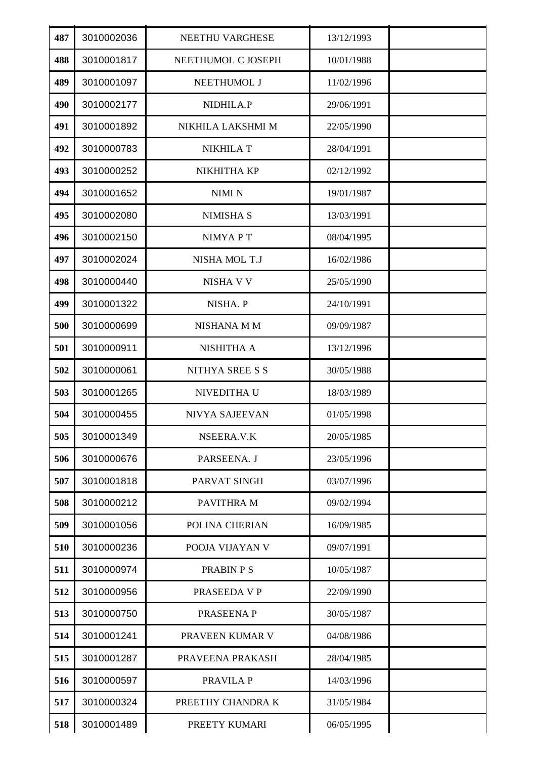| 487 | 3010002036 | NEETHU VARGHESE | 13/12/1993 | |
|---|---|---|---|---|
| 488 | 3010001817 | NEETHUMOL C JOSEPH | 10/01/1988 | |
| 489 | 3010001097 | NEETHUMOL J | 11/02/1996 | |
| 490 | 3010002177 | NIDHILA.P | 29/06/1991 | |
| 491 | 3010001892 | NIKHILA LAKSHMI M | 22/05/1990 | |
| 492 | 3010000783 | NIKHILA T | 28/04/1991 | |
| 493 | 3010000252 | NIKHITHA KP | 02/12/1992 | |
| 494 | 3010001652 | NIMI N | 19/01/1987 | |
| 495 | 3010002080 | NIMISHA S | 13/03/1991 | |
| 496 | 3010002150 | NIMYA P T | 08/04/1995 | |
| 497 | 3010002024 | NISHA MOL T.J | 16/02/1986 | |
| 498 | 3010000440 | NISHA V V | 25/05/1990 | |
| 499 | 3010001322 | NISHA. P | 24/10/1991 | |
| 500 | 3010000699 | NISHANA M M | 09/09/1987 | |
| 501 | 3010000911 | NISHITHA A | 13/12/1996 | |
| 502 | 3010000061 | NITHYA SREE S S | 30/05/1988 | |
| 503 | 3010001265 | NIVEDITHA U | 18/03/1989 | |
| 504 | 3010000455 | NIVYA SAJEEVAN | 01/05/1998 | |
| 505 | 3010001349 | NSEERA.V.K | 20/05/1985 | |
| 506 | 3010000676 | PARSEENA. J | 23/05/1996 | |
| 507 | 3010001818 | PARVAT SINGH | 03/07/1996 | |
| 508 | 3010000212 | PAVITHRA M | 09/02/1994 | |
| 509 | 3010001056 | POLINA CHERIAN | 16/09/1985 | |
| 510 | 3010000236 | POOJA VIJAYAN V | 09/07/1991 | |
| 511 | 3010000974 | PRABIN P S | 10/05/1987 | |
| 512 | 3010000956 | PRASEEDA V P | 22/09/1990 | |
| 513 | 3010000750 | PRASEENA P | 30/05/1987 | |
| 514 | 3010001241 | PRAVEEN KUMAR V | 04/08/1986 | |
| 515 | 3010001287 | PRAVEENA PRAKASH | 28/04/1985 | |
| 516 | 3010000597 | PRAVILA P | 14/03/1996 | |
| 517 | 3010000324 | PREETHY CHANDRA K | 31/05/1984 | |
| 518 | 3010001489 | PREETY KUMARI | 06/05/1995 | |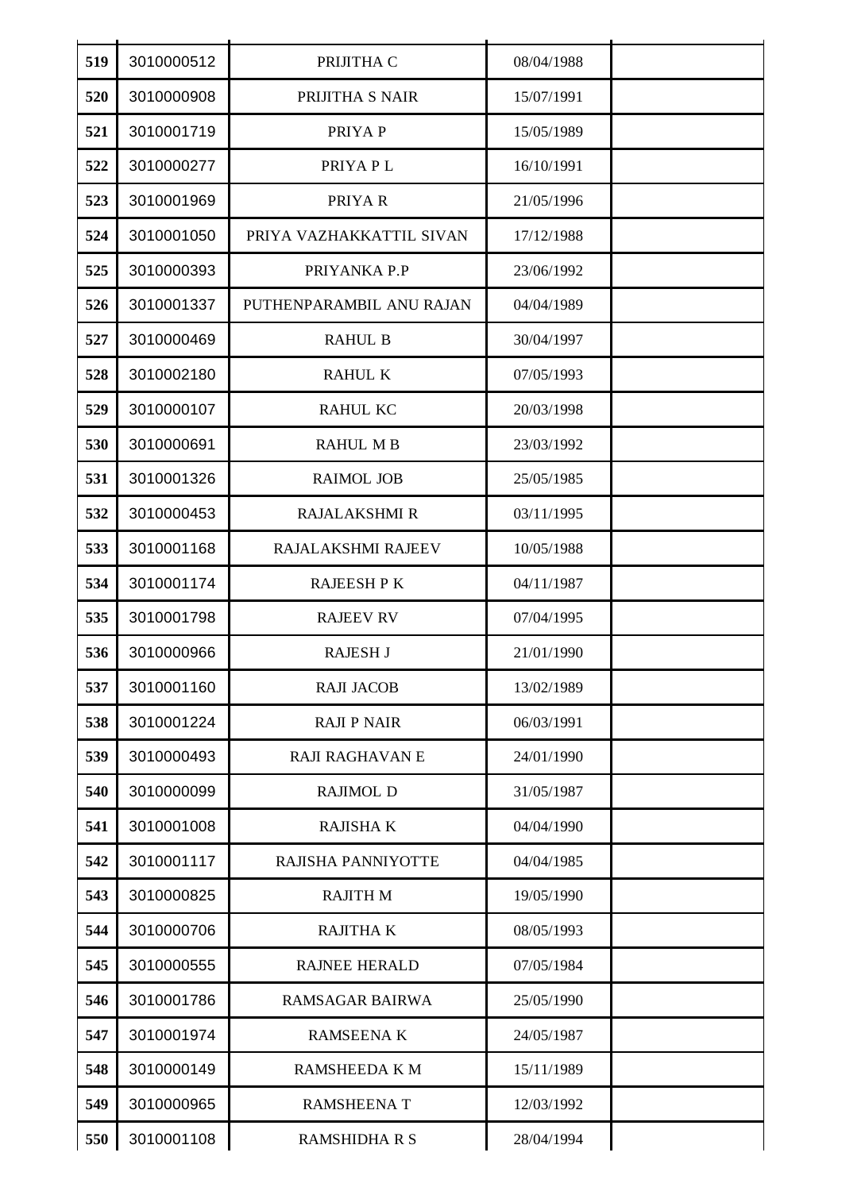| 519 | 3010000512 | PRIJITHA C | 08/04/1988 | |
|---|---|---|---|---|
| 520 | 3010000908 | PRIJITHA S NAIR | 15/07/1991 | |
| 521 | 3010001719 | PRIYA P | 15/05/1989 | |
| 522 | 3010000277 | PRIYA P L | 16/10/1991 | |
| 523 | 3010001969 | PRIYA R | 21/05/1996 | |
| 524 | 3010001050 | PRIYA VAZHAKKATTIL SIVAN | 17/12/1988 | |
| 525 | 3010000393 | PRIYANKA P.P | 23/06/1992 | |
| 526 | 3010001337 | PUTHENPARAMBIL ANU RAJAN | 04/04/1989 | |
| 527 | 3010000469 | RAHUL B | 30/04/1997 | |
| 528 | 3010002180 | RAHUL K | 07/05/1993 | |
| 529 | 3010000107 | RAHUL KC | 20/03/1998 | |
| 530 | 3010000691 | RAHUL M B | 23/03/1992 | |
| 531 | 3010001326 | RAIMOL JOB | 25/05/1985 | |
| 532 | 3010000453 | RAJALAKSHMI R | 03/11/1995 | |
| 533 | 3010001168 | RAJALAKSHMI RAJEEV | 10/05/1988 | |
| 534 | 3010001174 | RAJEESH P K | 04/11/1987 | |
| 535 | 3010001798 | RAJEEV RV | 07/04/1995 | |
| 536 | 3010000966 | RAJESH J | 21/01/1990 | |
| 537 | 3010001160 | RAJI JACOB | 13/02/1989 | |
| 538 | 3010001224 | RAJI P NAIR | 06/03/1991 | |
| 539 | 3010000493 | RAJI RAGHAVAN E | 24/01/1990 | |
| 540 | 3010000099 | RAJIMOL D | 31/05/1987 | |
| 541 | 3010001008 | RAJISHA K | 04/04/1990 | |
| 542 | 3010001117 | RAJISHA PANNIYOTTE | 04/04/1985 | |
| 543 | 3010000825 | RAJITH M | 19/05/1990 | |
| 544 | 3010000706 | RAJITHA K | 08/05/1993 | |
| 545 | 3010000555 | RAJNEE HERALD | 07/05/1984 | |
| 546 | 3010001786 | RAMSAGAR BAIRWA | 25/05/1990 | |
| 547 | 3010001974 | RAMSEENA K | 24/05/1987 | |
| 548 | 3010000149 | RAMSHEEDA K M | 15/11/1989 | |
| 549 | 3010000965 | RAMSHEENA T | 12/03/1992 | |
| 550 | 3010001108 | RAMSHIDHA R S | 28/04/1994 | |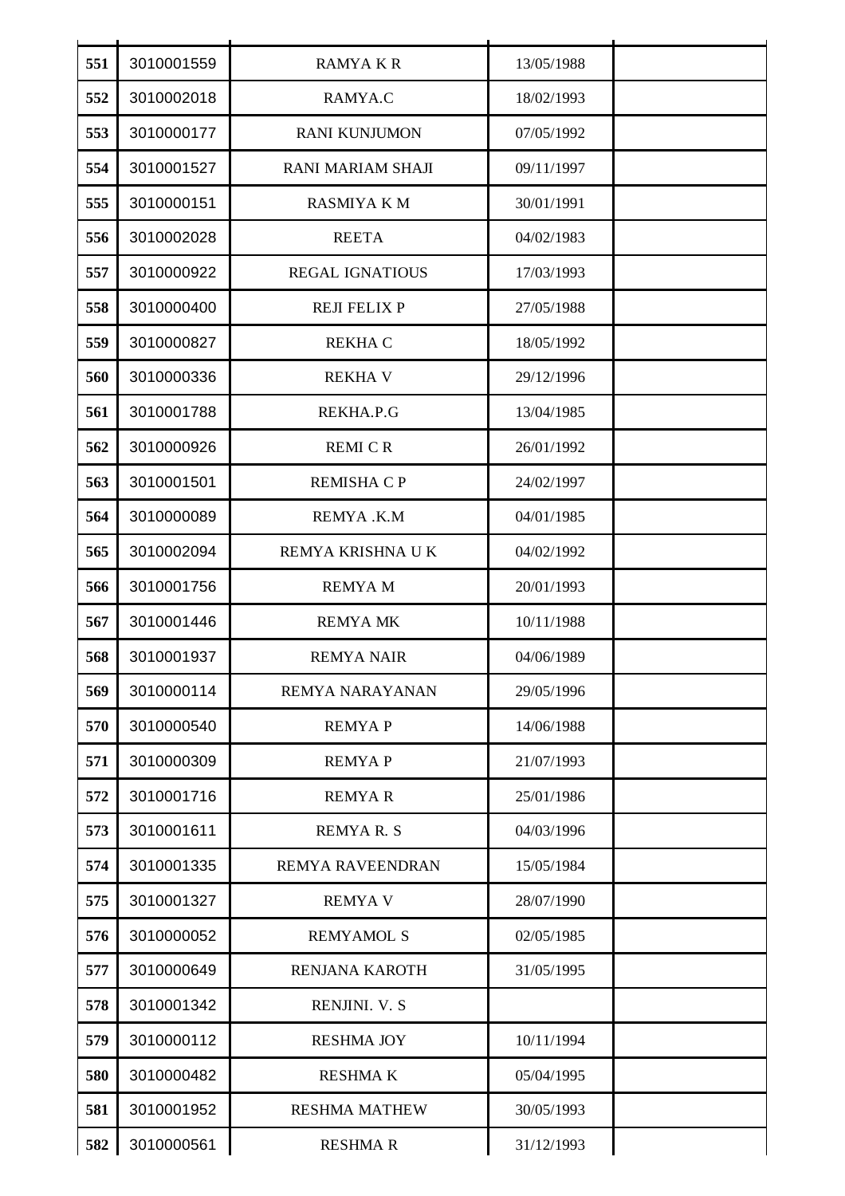| 551 | 3010001559 | RAMYA K R | 13/05/1988 | |
|---|---|---|---|---|
| 552 | 3010002018 | RAMYA.C | 18/02/1993 | |
| 553 | 3010000177 | RANI KUNJUMON | 07/05/1992 | |
| 554 | 3010001527 | RANI MARIAM SHAJI | 09/11/1997 | |
| 555 | 3010000151 | RASMIYA K M | 30/01/1991 | |
| 556 | 3010002028 | REETA | 04/02/1983 | |
| 557 | 3010000922 | REGAL IGNATIOUS | 17/03/1993 | |
| 558 | 3010000400 | REJI FELIX P | 27/05/1988 | |
| 559 | 3010000827 | REKHA C | 18/05/1992 | |
| 560 | 3010000336 | REKHA V | 29/12/1996 | |
| 561 | 3010001788 | REKHA.P.G | 13/04/1985 | |
| 562 | 3010000926 | REMI C R | 26/01/1992 | |
| 563 | 3010001501 | REMISHA C P | 24/02/1997 | |
| 564 | 3010000089 | REMYA .K.M | 04/01/1985 | |
| 565 | 3010002094 | REMYA KRISHNA U K | 04/02/1992 | |
| 566 | 3010001756 | REMYA M | 20/01/1993 | |
| 567 | 3010001446 | REMYA MK | 10/11/1988 | |
| 568 | 3010001937 | REMYA NAIR | 04/06/1989 | |
| 569 | 3010000114 | REMYA NARAYANAN | 29/05/1996 | |
| 570 | 3010000540 | REMYA P | 14/06/1988 | |
| 571 | 3010000309 | REMYA P | 21/07/1993 | |
| 572 | 3010001716 | REMYA R | 25/01/1986 | |
| 573 | 3010001611 | REMYA R. S | 04/03/1996 | |
| 574 | 3010001335 | REMYA RAVEENDRAN | 15/05/1984 | |
| 575 | 3010001327 | REMYA V | 28/07/1990 | |
| 576 | 3010000052 | REMYAMOL S | 02/05/1985 | |
| 577 | 3010000649 | RENJANA KAROTH | 31/05/1995 | |
| 578 | 3010001342 | RENJINI. V. S | | |
| 579 | 3010000112 | RESHMA JOY | 10/11/1994 | |
| 580 | 3010000482 | RESHMA K | 05/04/1995 | |
| 581 | 3010001952 | RESHMA MATHEW | 30/05/1993 | |
| 582 | 3010000561 | RESHMA R | 31/12/1993 | |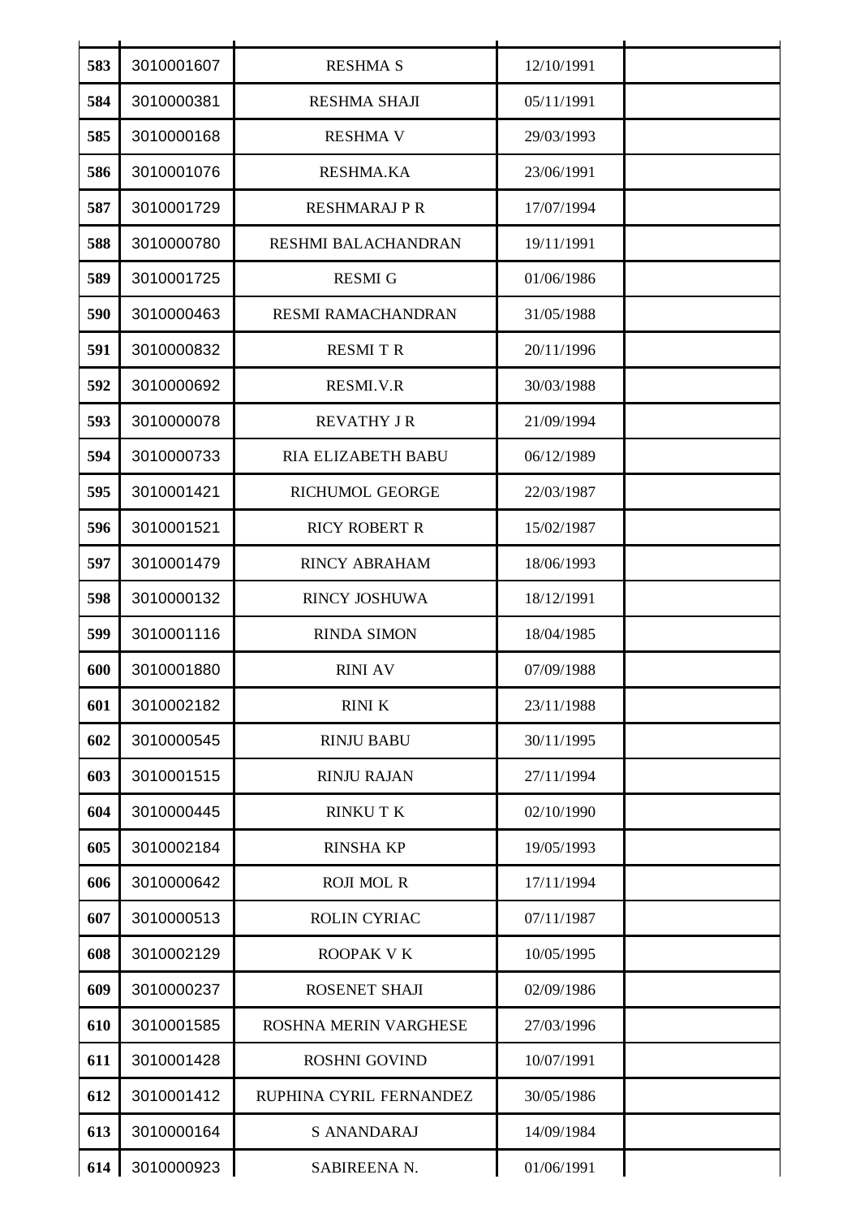| | | | | |
|---|---|---|---|---|
| **583** | 3010001607 | RESHMA S | 12/10/1991 | |
| **584** | 3010000381 | RESHMA SHAJI | 05/11/1991 | |
| **585** | 3010000168 | RESHMA V | 29/03/1993 | |
| **586** | 3010001076 | RESHMA.KA | 23/06/1991 | |
| **587** | 3010001729 | RESHMARAJ P R | 17/07/1994 | |
| **588** | 3010000780 | RESHMI BALACHANDRAN | 19/11/1991 | |
| **589** | 3010001725 | RESMI G | 01/06/1986 | |
| **590** | 3010000463 | RESMI RAMACHANDRAN | 31/05/1988 | |
| **591** | 3010000832 | RESMI T R | 20/11/1996 | |
| **592** | 3010000692 | RESMI.V.R | 30/03/1988 | |
| **593** | 3010000078 | REVATHY J R | 21/09/1994 | |
| **594** | 3010000733 | RIA ELIZABETH BABU | 06/12/1989 | |
| **595** | 3010001421 | RICHUMOL GEORGE | 22/03/1987 | |
| **596** | 3010001521 | RICY ROBERT R | 15/02/1987 | |
| **597** | 3010001479 | RINCY ABRAHAM | 18/06/1993 | |
| **598** | 3010000132 | RINCY JOSHUWA | 18/12/1991 | |
| **599** | 3010001116 | RINDA SIMON | 18/04/1985 | |
| **600** | 3010001880 | RINI AV | 07/09/1988 | |
| **601** | 3010002182 | RINI K | 23/11/1988 | |
| **602** | 3010000545 | RINJU BABU | 30/11/1995 | |
| **603** | 3010001515 | RINJU RAJAN | 27/11/1994 | |
| **604** | 3010000445 | RINKU T K | 02/10/1990 | |
| **605** | 3010002184 | RINSHA KP | 19/05/1993 | |
| **606** | 3010000642 | ROJI MOL R | 17/11/1994 | |
| **607** | 3010000513 | ROLIN CYRIAC | 07/11/1987 | |
| **608** | 3010002129 | ROOPAK V K | 10/05/1995 | |
| **609** | 3010000237 | ROSENET SHAJI | 02/09/1986 | |
| **610** | 3010001585 | ROSHNA MERIN VARGHESE | 27/03/1996 | |
| **611** | 3010001428 | ROSHNI GOVIND | 10/07/1991 | |
| **612** | 3010001412 | RUPHINA CYRIL FERNANDEZ | 30/05/1986 | |
| **613** | 3010000164 | S ANANDARAJ | 14/09/1984 | |
| **614** | 3010000923 | SABIREENA N. | 01/06/1991 | |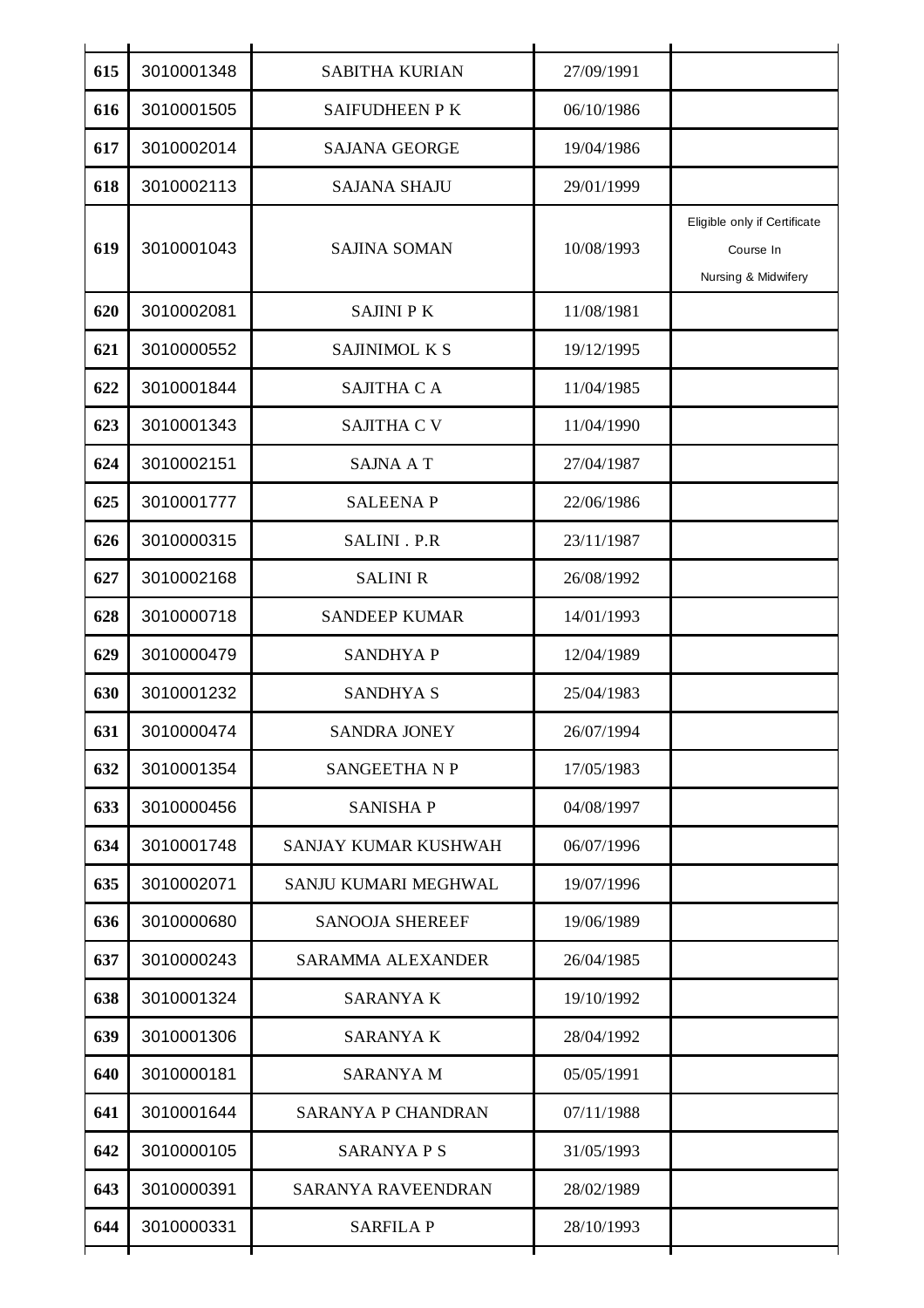| | | | | |
|---|---|---|---|---|
| 615 | 3010001348 | SABITHA KURIAN | 27/09/1991 | |
| 616 | 3010001505 | SAIFUDHEEN P K | 06/10/1986 | |
| 617 | 3010002014 | SAJANA GEORGE | 19/04/1986 | |
| 618 | 3010002113 | SAJANA SHAJU | 29/01/1999 | |
| 619 | 3010001043 | SAJINA SOMAN | 10/08/1993 | Eligible only if Certificate Course In Nursing & Midwifery |
| 620 | 3010002081 | SAJINI P K | 11/08/1981 | |
| 621 | 3010000552 | SAJINIMOL K S | 19/12/1995 | |
| 622 | 3010001844 | SAJITHA C A | 11/04/1985 | |
| 623 | 3010001343 | SAJITHA C V | 11/04/1990 | |
| 624 | 3010002151 | SAJNA A T | 27/04/1987 | |
| 625 | 3010001777 | SALEENA P | 22/06/1986 | |
| 626 | 3010000315 | SALINI . P.R | 23/11/1987 | |
| 627 | 3010002168 | SALINI R | 26/08/1992 | |
| 628 | 3010000718 | SANDEEP KUMAR | 14/01/1993 | |
| 629 | 3010000479 | SANDHYA P | 12/04/1989 | |
| 630 | 3010001232 | SANDHYA S | 25/04/1983 | |
| 631 | 3010000474 | SANDRA JONEY | 26/07/1994 | |
| 632 | 3010001354 | SANGEETHA N P | 17/05/1983 | |
| 633 | 3010000456 | SANISHA P | 04/08/1997 | |
| 634 | 3010001748 | SANJAY KUMAR KUSHWAH | 06/07/1996 | |
| 635 | 3010002071 | SANJU KUMARI MEGHWAL | 19/07/1996 | |
| 636 | 3010000680 | SANOOJA SHEREEF | 19/06/1989 | |
| 637 | 3010000243 | SARAMMA ALEXANDER | 26/04/1985 | |
| 638 | 3010001324 | SARANYA K | 19/10/1992 | |
| 639 | 3010001306 | SARANYA K | 28/04/1992 | |
| 640 | 3010000181 | SARANYA M | 05/05/1991 | |
| 641 | 3010001644 | SARANYA P CHANDRAN | 07/11/1988 | |
| 642 | 3010000105 | SARANYA P S | 31/05/1993 | |
| 643 | 3010000391 | SARANYA RAVEENDRAN | 28/02/1989 | |
| 644 | 3010000331 | SARFILA P | 28/10/1993 | |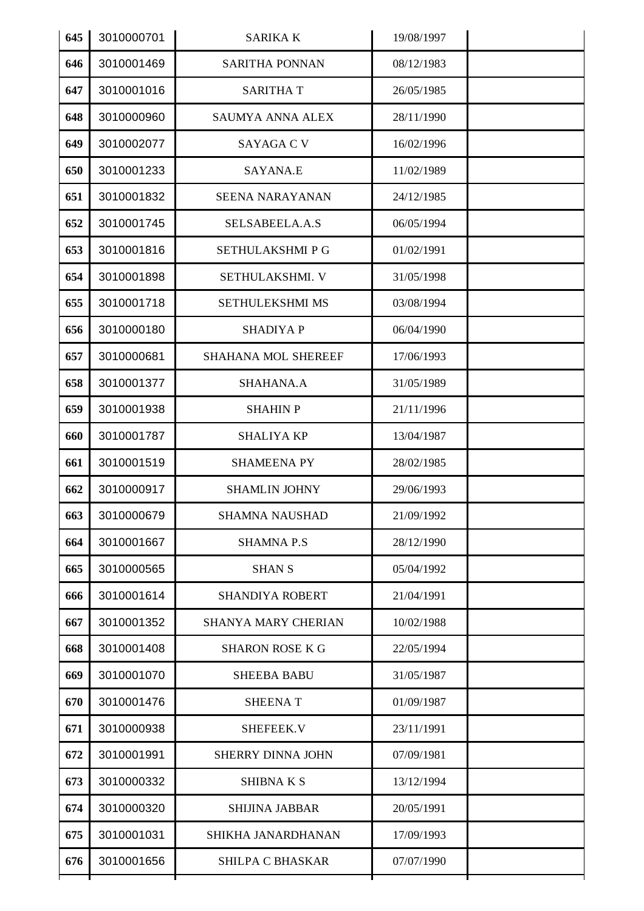| | | | | |
|---|---|---|---|---|
| 645 | 3010000701 | SARIKA K | 19/08/1997 | |
| 646 | 3010001469 | SARITHA PONNAN | 08/12/1983 | |
| 647 | 3010001016 | SARITHA T | 26/05/1985 | |
| 648 | 3010000960 | SAUMYA ANNA ALEX | 28/11/1990 | |
| 649 | 3010002077 | SAYAGA C V | 16/02/1996 | |
| 650 | 3010001233 | SAYANA.E | 11/02/1989 | |
| 651 | 3010001832 | SEENA NARAYANAN | 24/12/1985 | |
| 652 | 3010001745 | SELSABEELA.A.S | 06/05/1994 | |
| 653 | 3010001816 | SETHULAKSHMI P G | 01/02/1991 | |
| 654 | 3010001898 | SETHULAKSHMI. V | 31/05/1998 | |
| 655 | 3010001718 | SETHULEKSHMI MS | 03/08/1994 | |
| 656 | 3010000180 | SHADIYA P | 06/04/1990 | |
| 657 | 3010000681 | SHAHANA MOL SHEREEF | 17/06/1993 | |
| 658 | 3010001377 | SHAHANA.A | 31/05/1989 | |
| 659 | 3010001938 | SHAHIN P | 21/11/1996 | |
| 660 | 3010001787 | SHALIYA KP | 13/04/1987 | |
| 661 | 3010001519 | SHAMEENA PY | 28/02/1985 | |
| 662 | 3010000917 | SHAMLIN JOHNY | 29/06/1993 | |
| 663 | 3010000679 | SHAMNA NAUSHAD | 21/09/1992 | |
| 664 | 3010001667 | SHAMNA P.S | 28/12/1990 | |
| 665 | 3010000565 | SHAN S | 05/04/1992 | |
| 666 | 3010001614 | SHANDIYA ROBERT | 21/04/1991 | |
| 667 | 3010001352 | SHANYA MARY CHERIAN | 10/02/1988 | |
| 668 | 3010001408 | SHARON ROSE K G | 22/05/1994 | |
| 669 | 3010001070 | SHEEBA BABU | 31/05/1987 | |
| 670 | 3010001476 | SHEENA T | 01/09/1987 | |
| 671 | 3010000938 | SHEFEEK.V | 23/11/1991 | |
| 672 | 3010001991 | SHERRY DINNA JOHN | 07/09/1981 | |
| 673 | 3010000332 | SHIBNA K S | 13/12/1994 | |
| 674 | 3010000320 | SHIJINA JABBAR | 20/05/1991 | |
| 675 | 3010001031 | SHIKHA JANARDHANAN | 17/09/1993 | |
| 676 | 3010001656 | SHILPA C BHASKAR | 07/07/1990 | |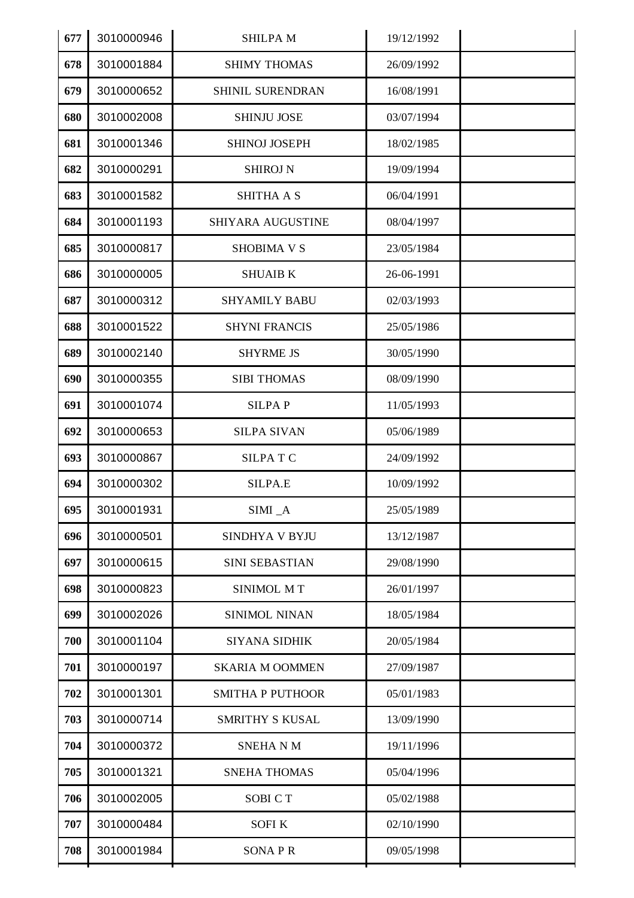| | | | | |
|---|---|---|---|---|
| 677 | 3010000946 | SHILPA M | 19/12/1992 | |
| 678 | 3010001884 | SHIMY THOMAS | 26/09/1992 | |
| 679 | 3010000652 | SHINIL SURENDRAN | 16/08/1991 | |
| 680 | 3010002008 | SHINJU JOSE | 03/07/1994 | |
| 681 | 3010001346 | SHINOJ JOSEPH | 18/02/1985 | |
| 682 | 3010000291 | SHIROJ N | 19/09/1994 | |
| 683 | 3010001582 | SHITHA A S | 06/04/1991 | |
| 684 | 3010001193 | SHIYARA AUGUSTINE | 08/04/1997 | |
| 685 | 3010000817 | SHOBIMA V S | 23/05/1984 | |
| 686 | 3010000005 | SHUAIB K | 26-06-1991 | |
| 687 | 3010000312 | SHYAMILY BABU | 02/03/1993 | |
| 688 | 3010001522 | SHYNI FRANCIS | 25/05/1986 | |
| 689 | 3010002140 | SHYRME JS | 30/05/1990 | |
| 690 | 3010000355 | SIBI THOMAS | 08/09/1990 | |
| 691 | 3010001074 | SILPA P | 11/05/1993 | |
| 692 | 3010000653 | SILPA SIVAN | 05/06/1989 | |
| 693 | 3010000867 | SILPA T C | 24/09/1992 | |
| 694 | 3010000302 | SILPA.E | 10/09/1992 | |
| 695 | 3010001931 | SIMI _A | 25/05/1989 | |
| 696 | 3010000501 | SINDHYA V BYJU | 13/12/1987 | |
| 697 | 3010000615 | SINI SEBASTIAN | 29/08/1990 | |
| 698 | 3010000823 | SINIMOL M T | 26/01/1997 | |
| 699 | 3010002026 | SINIMOL NINAN | 18/05/1984 | |
| 700 | 3010001104 | SIYANA SIDHIK | 20/05/1984 | |
| 701 | 3010000197 | SKARIA M OOMMEN | 27/09/1987 | |
| 702 | 3010001301 | SMITHA P PUTHOOR | 05/01/1983 | |
| 703 | 3010000714 | SMRITHY S KUSAL | 13/09/1990 | |
| 704 | 3010000372 | SNEHA N M | 19/11/1996 | |
| 705 | 3010001321 | SNEHA THOMAS | 05/04/1996 | |
| 706 | 3010002005 | SOBI C T | 05/02/1988 | |
| 707 | 3010000484 | SOFI K | 02/10/1990 | |
| 708 | 3010001984 | SONA P R | 09/05/1998 | |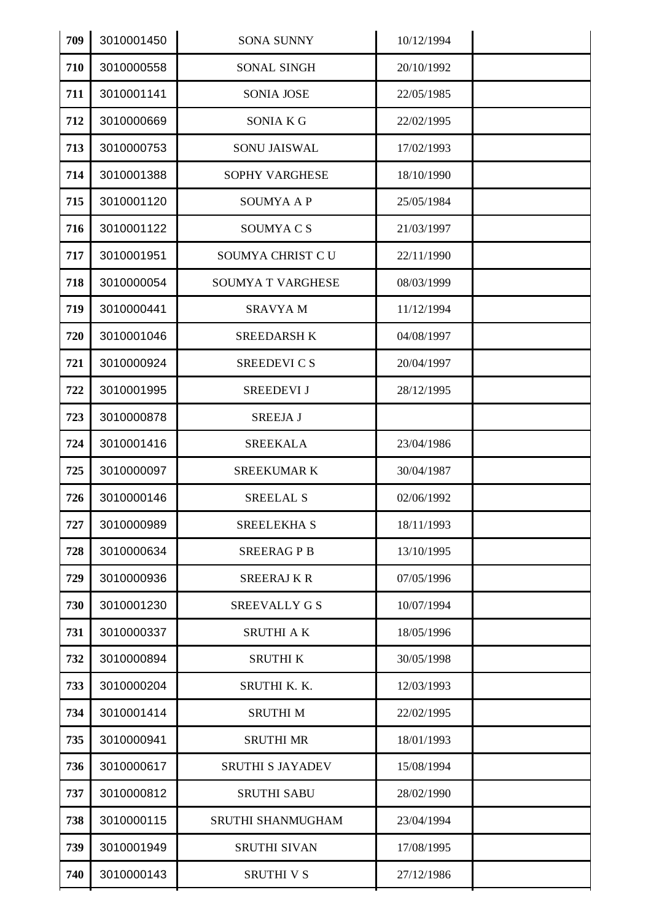| 709 | 3010001450 | SONA SUNNY | 10/12/1994 | |
|---|---|---|---|---|
| 710 | 3010000558 | SONAL SINGH | 20/10/1992 | |
| 711 | 3010001141 | SONIA JOSE | 22/05/1985 | |
| 712 | 3010000669 | SONIA K G | 22/02/1995 | |
| 713 | 3010000753 | SONU JAISWAL | 17/02/1993 | |
| 714 | 3010001388 | SOPHY VARGHESE | 18/10/1990 | |
| 715 | 3010001120 | SOUMYA A P | 25/05/1984 | |
| 716 | 3010001122 | SOUMYA C S | 21/03/1997 | |
| 717 | 3010001951 | SOUMYA CHRIST C U | 22/11/1990 | |
| 718 | 3010000054 | SOUMYA T VARGHESE | 08/03/1999 | |
| 719 | 3010000441 | SRAVYA M | 11/12/1994 | |
| 720 | 3010001046 | SREEDARSH K | 04/08/1997 | |
| 721 | 3010000924 | SREEDEVI C S | 20/04/1997 | |
| 722 | 3010001995 | SREEDEVI J | 28/12/1995 | |
| 723 | 3010000878 | SREEJA J | | |
| 724 | 3010001416 | SREEKALA | 23/04/1986 | |
| 725 | 3010000097 | SREEKUMAR K | 30/04/1987 | |
| 726 | 3010000146 | SREELAL S | 02/06/1992 | |
| 727 | 3010000989 | SREELEKHA S | 18/11/1993 | |
| 728 | 3010000634 | SREERAG P B | 13/10/1995 | |
| 729 | 3010000936 | SREERAJ K R | 07/05/1996 | |
| 730 | 3010001230 | SREEVALLY G S | 10/07/1994 | |
| 731 | 3010000337 | SRUTHI A K | 18/05/1996 | |
| 732 | 3010000894 | SRUTHI K | 30/05/1998 | |
| 733 | 3010000204 | SRUTHI K. K. | 12/03/1993 | |
| 734 | 3010001414 | SRUTHI M | 22/02/1995 | |
| 735 | 3010000941 | SRUTHI MR | 18/01/1993 | |
| 736 | 3010000617 | SRUTHI S JAYADEV | 15/08/1994 | |
| 737 | 3010000812 | SRUTHI SABU | 28/02/1990 | |
| 738 | 3010000115 | SRUTHI SHANMUGHAM | 23/04/1994 | |
| 739 | 3010001949 | SRUTHI SIVAN | 17/08/1995 | |
| 740 | 3010000143 | SRUTHI V S | 27/12/1986 | |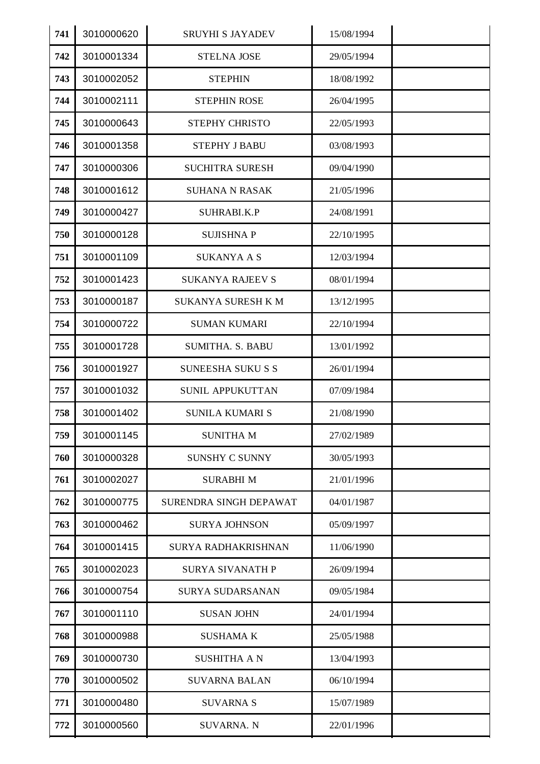| 741 | 3010000620 | SRUYHI S JAYADEV | 15/08/1994 | |
|---|---|---|---|---|
| 742 | 3010001334 | STELNA JOSE | 29/05/1994 | |
| 743 | 3010002052 | STEPHIN | 18/08/1992 | |
| 744 | 3010002111 | STEPHIN ROSE | 26/04/1995 | |
| 745 | 3010000643 | STEPHY CHRISTO | 22/05/1993 | |
| 746 | 3010001358 | STEPHY J BABU | 03/08/1993 | |
| 747 | 3010000306 | SUCHITRA SURESH | 09/04/1990 | |
| 748 | 3010001612 | SUHANA N RASAK | 21/05/1996 | |
| 749 | 3010000427 | SUHRABI.K.P | 24/08/1991 | |
| 750 | 3010000128 | SUJISHNA P | 22/10/1995 | |
| 751 | 3010001109 | SUKANYA A S | 12/03/1994 | |
| 752 | 3010001423 | SUKANYA RAJEEV S | 08/01/1994 | |
| 753 | 3010000187 | SUKANYA SURESH K M | 13/12/1995 | |
| 754 | 3010000722 | SUMAN KUMARI | 22/10/1994 | |
| 755 | 3010001728 | SUMITHA. S. BABU | 13/01/1992 | |
| 756 | 3010001927 | SUNEESHA SUKU S S | 26/01/1994 | |
| 757 | 3010001032 | SUNIL APPUKUTTAN | 07/09/1984 | |
| 758 | 3010001402 | SUNILA KUMARI S | 21/08/1990 | |
| 759 | 3010001145 | SUNITHA M | 27/02/1989 | |
| 760 | 3010000328 | SUNSHY C SUNNY | 30/05/1993 | |
| 761 | 3010002027 | SURABHI M | 21/01/1996 | |
| 762 | 3010000775 | SURENDRA SINGH DEPAWAT | 04/01/1987 | |
| 763 | 3010000462 | SURYA JOHNSON | 05/09/1997 | |
| 764 | 3010001415 | SURYA RADHAKRISHNAN | 11/06/1990 | |
| 765 | 3010002023 | SURYA SIVANATH P | 26/09/1994 | |
| 766 | 3010000754 | SURYA SUDARSANAN | 09/05/1984 | |
| 767 | 3010001110 | SUSAN JOHN | 24/01/1994 | |
| 768 | 3010000988 | SUSHAMA K | 25/05/1988 | |
| 769 | 3010000730 | SUSHITHA A N | 13/04/1993 | |
| 770 | 3010000502 | SUVARNA BALAN | 06/10/1994 | |
| 771 | 3010000480 | SUVARNA S | 15/07/1989 | |
| 772 | 3010000560 | SUVARNA. N | 22/01/1996 | |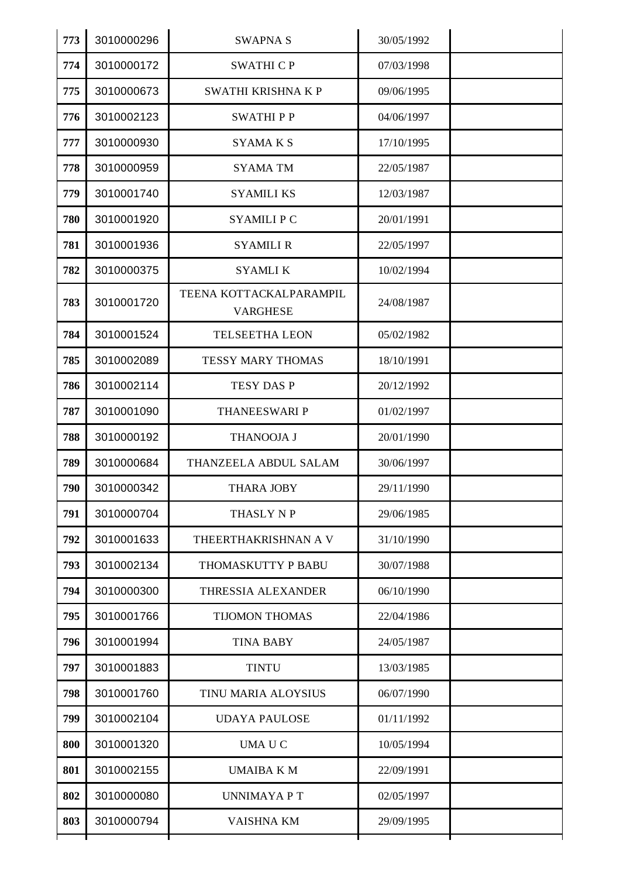| | | | | |
|---|---|---|---|---|
| 773 | 3010000296 | SWAPNA S | 30/05/1992 | |
| 774 | 3010000172 | SWATHI C P | 07/03/1998 | |
| 775 | 3010000673 | SWATHI KRISHNA K P | 09/06/1995 | |
| 776 | 3010002123 | SWATHI P P | 04/06/1997 | |
| 777 | 3010000930 | SYAMA K S | 17/10/1995 | |
| 778 | 3010000959 | SYAMA TM | 22/05/1987 | |
| 779 | 3010001740 | SYAMILI KS | 12/03/1987 | |
| 780 | 3010001920 | SYAMILI P C | 20/01/1991 | |
| 781 | 3010001936 | SYAMILI R | 22/05/1997 | |
| 782 | 3010000375 | SYAMLI K | 10/02/1994 | |
| 783 | 3010001720 | TEENA KOTTACKALPARAMPIL VARGHESE | 24/08/1987 | |
| 784 | 3010001524 | TELSEETHA LEON | 05/02/1982 | |
| 785 | 3010002089 | TESSY MARY THOMAS | 18/10/1991 | |
| 786 | 3010002114 | TESY DAS P | 20/12/1992 | |
| 787 | 3010001090 | THANEESWARI P | 01/02/1997 | |
| 788 | 3010000192 | THANOOJA J | 20/01/1990 | |
| 789 | 3010000684 | THANZEELA ABDUL SALAM | 30/06/1997 | |
| 790 | 3010000342 | THARA JOBY | 29/11/1990 | |
| 791 | 3010000704 | THASLY N P | 29/06/1985 | |
| 792 | 3010001633 | THEERTHAKRISHNAN A V | 31/10/1990 | |
| 793 | 3010002134 | THOMASKUTTY P BABU | 30/07/1988 | |
| 794 | 3010000300 | THRESSIA ALEXANDER | 06/10/1990 | |
| 795 | 3010001766 | TIJOMON THOMAS | 22/04/1986 | |
| 796 | 3010001994 | TINA BABY | 24/05/1987 | |
| 797 | 3010001883 | TINTU | 13/03/1985 | |
| 798 | 3010001760 | TINU MARIA ALOYSIUS | 06/07/1990 | |
| 799 | 3010002104 | UDAYA PAULOSE | 01/11/1992 | |
| 800 | 3010001320 | UMA U C | 10/05/1994 | |
| 801 | 3010002155 | UMAIBA K M | 22/09/1991 | |
| 802 | 3010000080 | UNNIMAYA P T | 02/05/1997 | |
| 803 | 3010000794 | VAISHNA KM | 29/09/1995 | |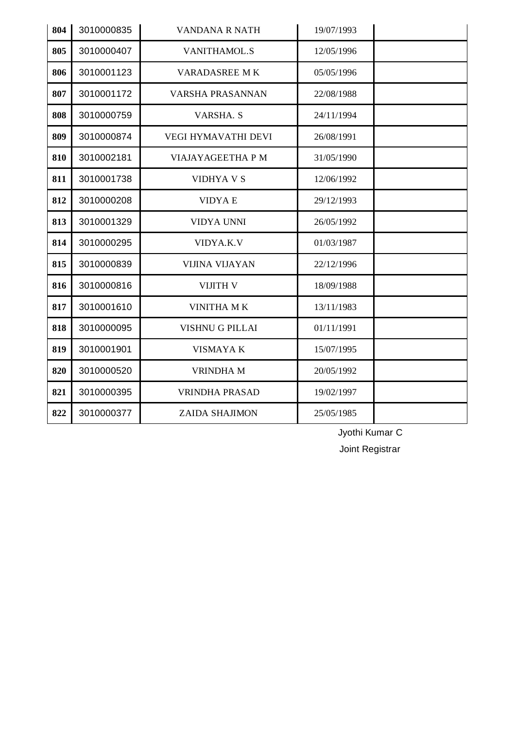| | | | | |
|---|---|---|---|---|
| **804** | 3010000835 | VANDANA R NATH | 19/07/1993 | |
| **805** | 3010000407 | VANITHAMOL.S | 12/05/1996 | |
| **806** | 3010001123 | VARADASREE M K | 05/05/1996 | |
| **807** | 3010001172 | VARSHA PRASANNAN | 22/08/1988 | |
| **808** | 3010000759 | VARSHA. S | 24/11/1994 | |
| **809** | 3010000874 | VEGI HYMAVATHI DEVI | 26/08/1991 | |
| **810** | 3010002181 | VIAJAYAGEETHA P M | 31/05/1990 | |
| **811** | 3010001738 | VIDHYA V S | 12/06/1992 | |
| **812** | 3010000208 | VIDYA E | 29/12/1993 | |
| **813** | 3010001329 | VIDYA UNNI | 26/05/1992 | |
| **814** | 3010000295 | VIDYA.K.V | 01/03/1987 | |
| **815** | 3010000839 | VIJINA VIJAYAN | 22/12/1996 | |
| **816** | 3010000816 | VIJITH V | 18/09/1988 | |
| **817** | 3010001610 | VINITHA M K | 13/11/1983 | |
| **818** | 3010000095 | VISHNU G PILLAI | 01/11/1991 | |
| **819** | 3010001901 | VISMAYA K | 15/07/1995 | |
| **820** | 3010000520 | VRINDHA M | 20/05/1992 | |
| **821** | 3010000395 | VRINDHA PRASAD | 19/02/1997 | |
| **822** | 3010000377 | ZAIDA SHAJIMON | 25/05/1985 | |

Jyothi Kumar C

Joint Registrar